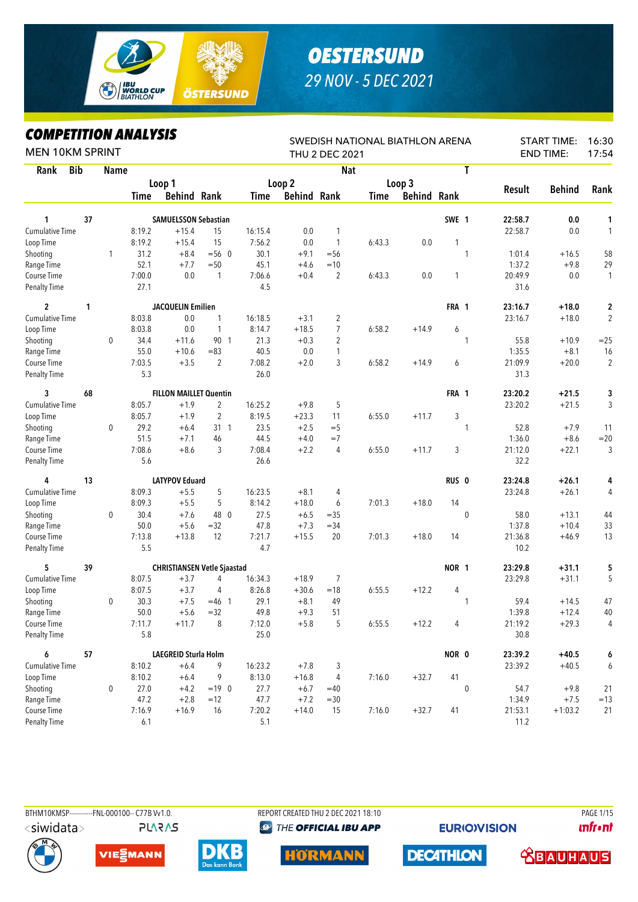# OESTERSUND

## 29 NOV - 5 DEC 2021

## COMPETITION ANALYSIS

MEN 10KM SPRINT

SWEDISH NATIONAL BIATHLON ARENA
THU 2 DEC 2021

START TIME: 16:30
END TIME: 17:54

| Rank | Bib | | Name | | | | | | | | | Nat | T | Result | Behind | Rank |
|---|---|---|---|---|---|---|---|---|---|---|---|---|---|---|---|---|
| | | | Loop 1 | | | Loop 2 | | | Loop 3 | | | | | | | |
| | | | Time | Behind | Rank | Time | Behind | Rank | Time | Behind | Rank | | | | | |
| **1** | **37** | | **SAMUELSSON Sebastian** | | | | | | | | | **SWE** | **1** | **22:58.7** | **0.0** | **1** |
| Cumulative Time | | | 8:19.2 | +15.4 | 15 | 16:15.4 | 0.0 | 1 | | | | | | 22:58.7 | 0.0 | 1 |
| Loop Time | | | 8:19.2 | +15.4 | 15 | 7:56.2 | 0.0 | 1 | 6:43.3 | 0.0 | 1 | | | | | |
| Shooting | | 1 | 31.2 | +8.4 | =56 0 | 30.1 | +9.1 | =56 | | | | | 1 | 1:01.4 | +16.5 | 58 |
| Range Time | | | 52.1 | +7.7 | =50 | 45.1 | +4.6 | =10 | | | | | | 1:37.2 | +9.8 | 29 |
| Course Time | | | 7:00.0 | 0.0 | 1 | 7:06.6 | +0.4 | 2 | 6:43.3 | 0.0 | 1 | | | 20:49.9 | 0.0 | 1 |
| Penalty Time | | | 27.1 | | | 4.5 | | | | | | | | 31.6 | | |
| **2** | **1** | | **JACQUELIN Emilien** | | | | | | | | | **FRA** | **1** | **23:16.7** | **+18.0** | **2** |
| Cumulative Time | | | 8:03.8 | 0.0 | 1 | 16:18.5 | +3.1 | 2 | | | | | | 23:16.7 | +18.0 | 2 |
| Loop Time | | | 8:03.8 | 0.0 | 1 | 8:14.7 | +18.5 | 7 | 6:58.2 | +14.9 | 6 | | | | | |
| Shooting | | 0 | 34.4 | +11.6 | 90 1 | 21.3 | +0.3 | 2 | | | | | 1 | 55.8 | +10.9 | =25 |
| Range Time | | | 55.0 | +10.6 | =83 | 40.5 | 0.0 | 1 | | | | | | 1:35.5 | +8.1 | 16 |
| Course Time | | | 7:03.5 | +3.5 | 2 | 7:08.2 | +2.0 | 3 | 6:58.2 | +14.9 | 6 | | | 21:09.9 | +20.0 | 2 |
| Penalty Time | | | 5.3 | | | 26.0 | | | | | | | | 31.3 | | |
| **3** | **68** | | **FILLON MAILLET Quentin** | | | | | | | | | **FRA** | **1** | **23:20.2** | **+21.5** | **3** |
| Cumulative Time | | | 8:05.7 | +1.9 | 2 | 16:25.2 | +9.8 | 5 | | | | | | 23:20.2 | +21.5 | 3 |
| Loop Time | | | 8:05.7 | +1.9 | 2 | 8:19.5 | +23.3 | 11 | 6:55.0 | +11.7 | 3 | | | | | |
| Shooting | | 0 | 29.2 | +6.4 | 31 1 | 23.5 | +2.5 | =5 | | | | | 1 | 52.8 | +7.9 | 11 |
| Range Time | | | 51.5 | +7.1 | 46 | 44.5 | +4.0 | =7 | | | | | | 1:36.0 | +8.6 | =20 |
| Course Time | | | 7:08.6 | +8.6 | 3 | 7:08.4 | +2.2 | 4 | 6:55.0 | +11.7 | 3 | | | 21:12.0 | +22.1 | 3 |
| Penalty Time | | | 5.6 | | | 26.6 | | | | | | | | 32.2 | | |
| **4** | **13** | | **LATYPOV Eduard** | | | | | | | | | **RUS** | **0** | **23:24.8** | **+26.1** | **4** |
| Cumulative Time | | | 8:09.3 | +5.5 | 5 | 16:23.5 | +8.1 | 4 | | | | | | 23:24.8 | +26.1 | 4 |
| Loop Time | | | 8:09.3 | +5.5 | 5 | 8:14.2 | +18.0 | 6 | 7:01.3 | +18.0 | 14 | | | | | |
| Shooting | | 0 | 30.4 | +7.6 | 48 0 | 27.5 | +6.5 | =35 | | | | | 0 | 58.0 | +13.1 | 44 |
| Range Time | | | 50.0 | +5.6 | =32 | 47.8 | +7.3 | =34 | | | | | | 1:37.8 | +10.4 | 33 |
| Course Time | | | 7:13.8 | +13.8 | 12 | 7:21.7 | +15.5 | 20 | 7:01.3 | +18.0 | 14 | | | 21:36.8 | +46.9 | 13 |
| Penalty Time | | | 5.5 | | | 4.7 | | | | | | | | 10.2 | | |
| **5** | **39** | | **CHRISTIANSEN Vetle Sjaastad** | | | | | | | | | **NOR** | **1** | **23:29.8** | **+31.1** | **5** |
| Cumulative Time | | | 8:07.5 | +3.7 | 4 | 16:34.3 | +18.9 | 7 | | | | | | 23:29.8 | +31.1 | 5 |
| Loop Time | | | 8:07.5 | +3.7 | 4 | 8:26.8 | +30.6 | =18 | 6:55.5 | +12.2 | 4 | | | | | |
| Shooting | | 0 | 30.3 | +7.5 | =46 1 | 29.1 | +8.1 | 49 | | | | | 1 | 59.4 | +14.5 | 47 |
| Range Time | | | 50.0 | +5.6 | =32 | 49.8 | +9.3 | 51 | | | | | | 1:39.8 | +12.4 | 40 |
| Course Time | | | 7:11.7 | +11.7 | 8 | 7:12.0 | +5.8 | 5 | 6:55.5 | +12.2 | 4 | | | 21:19.2 | +29.3 | 4 |
| Penalty Time | | | 5.8 | | | 25.0 | | | | | | | | 30.8 | | |
| **6** | **57** | | **LAEGREID Sturla Holm** | | | | | | | | | **NOR** | **0** | **23:39.2** | **+40.5** | **6** |
| Cumulative Time | | | 8:10.2 | +6.4 | 9 | 16:23.2 | +7.8 | 3 | | | | | | 23:39.2 | +40.5 | 6 |
| Loop Time | | | 8:10.2 | +6.4 | 9 | 8:13.0 | +16.8 | 4 | 7:16.0 | +32.7 | 41 | | | | | |
| Shooting | | 0 | 27.0 | +4.2 | =19 0 | 27.7 | +6.7 | =40 | | | | | 0 | 54.7 | +9.8 | 21 |
| Range Time | | | 47.2 | +2.8 | =12 | 47.7 | +7.2 | =30 | | | | | | 1:34.9 | +7.5 | =13 |
| Course Time | | | 7:16.9 | +16.9 | 16 | 7:20.2 | +14.0 | 15 | 7:16.0 | +32.7 | 41 | | | 21:53.1 | +1:03.2 | 21 |
| Penalty Time | | | 6.1 | | | 5.1 | | | | | | | | 11.2 | | |

BTHM10KMSP-----------FNL-000100-- C77B Vv1.0. REPORT CREATED THU 2 DEC 2021 18:10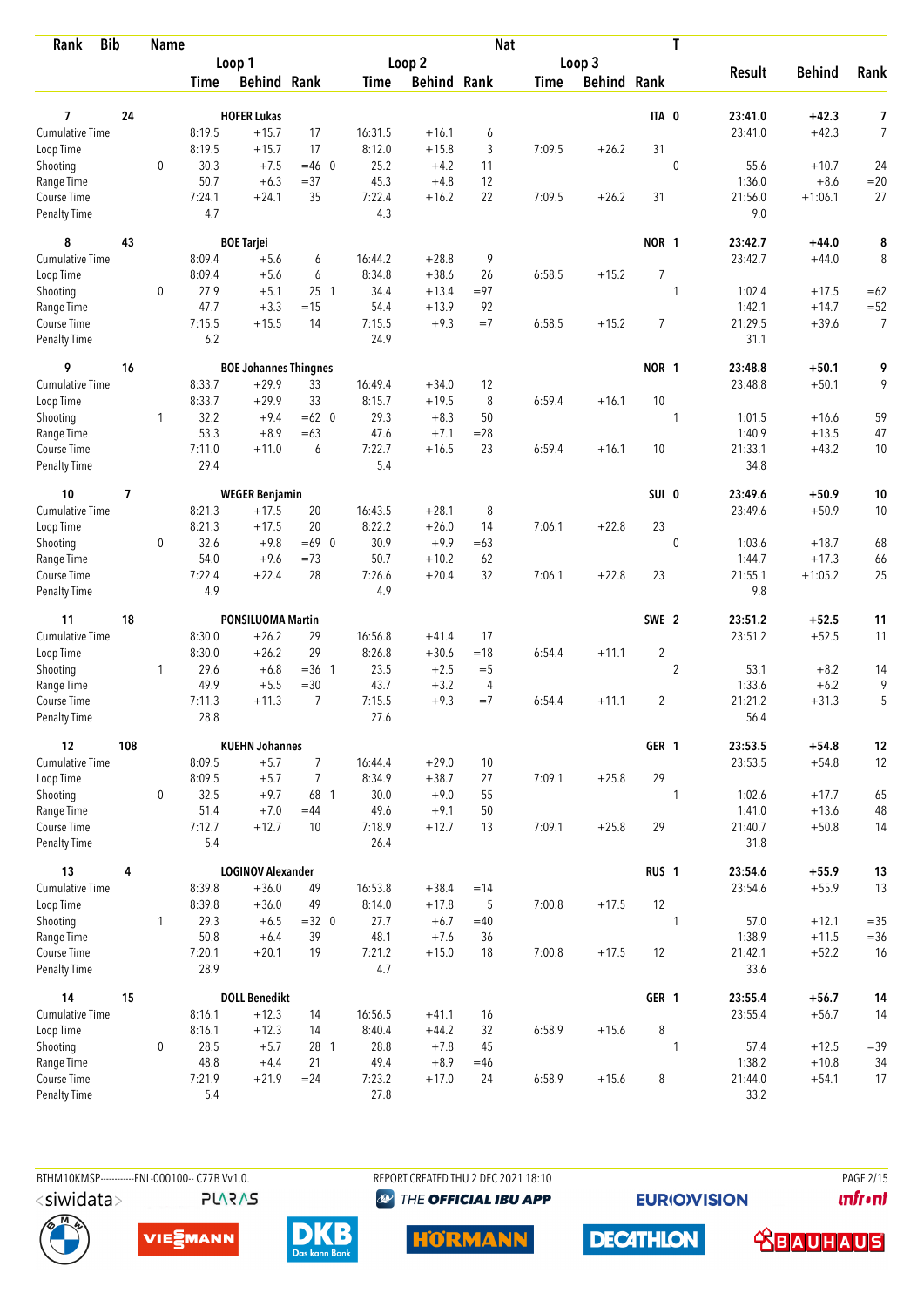| Rank | Bib | Name | | | | | | | Nat | | | T | | | |
|---|---|---|---|---|---|---|---|---|---|---|---|---|---|---|---|
| | | | Loop 1 | | | Loop 2 | | | Loop 3 | | | | Result | Behind | Rank |
| | | | Time | Behind | Rank | Time | Behind | Rank | Time | Behind | Rank | | | | |
| 7 | 24 | HOFER Lukas | | | | | | | | | ITA | 0 | 23:41.0 | +42.3 | 7 |
| Cumulative Time | | | 8:19.5 | +15.7 | 17 | 16:31.5 | +16.1 | 6 | | | | | 23:41.0 | +42.3 | 7 |
| Loop Time | | | 8:19.5 | +15.7 | 17 | 8:12.0 | +15.8 | 3 | 7:09.5 | +26.2 | 31 | | | | |
| Shooting | | 0 | 30.3 | +7.5 | =46 0 | 25.2 | +4.2 | 11 | | | | 0 | 55.6 | +10.7 | 24 |
| Range Time | | | 50.7 | +6.3 | =37 | 45.3 | +4.8 | 12 | | | | | 1:36.0 | +8.6 | =20 |
| Course Time | | | 7:24.1 | +24.1 | 35 | 7:22.4 | +16.2 | 22 | 7:09.5 | +26.2 | 31 | | 21:56.0 | +1:06.1 | 27 |
| Penalty Time | | | 4.7 | | | 4.3 | | | | | | | 9.0 | | |
| 8 | 43 | BOE Tarjei | | | | | | | | | NOR | 1 | 23:42.7 | +44.0 | 8 |
| Cumulative Time | | | 8:09.4 | +5.6 | 6 | 16:44.2 | +28.8 | 9 | | | | | 23:42.7 | +44.0 | 8 |
| Loop Time | | | 8:09.4 | +5.6 | 6 | 8:34.8 | +38.6 | 26 | 6:58.5 | +15.2 | 7 | | | | |
| Shooting | | 0 | 27.9 | +5.1 | 25 1 | 34.4 | +13.4 | =97 | | | | 1 | 1:02.4 | +17.5 | =62 |
| Range Time | | | 47.7 | +3.3 | =15 | 54.4 | +13.9 | 92 | | | | | 1:42.1 | +14.7 | =52 |
| Course Time | | | 7:15.5 | +15.5 | 14 | 7:15.5 | +9.3 | =7 | 6:58.5 | +15.2 | 7 | | 21:29.5 | +39.6 | 7 |
| Penalty Time | | | 6.2 | | | 24.9 | | | | | | | 31.1 | | |
| 9 | 16 | BOE Johannes Thingnes | | | | | | | | | NOR | 1 | 23:48.8 | +50.1 | 9 |
| Cumulative Time | | | 8:33.7 | +29.9 | 33 | 16:49.4 | +34.0 | 12 | | | | | 23:48.8 | +50.1 | 9 |
| Loop Time | | | 8:33.7 | +29.9 | 33 | 8:15.7 | +19.5 | 8 | 6:59.4 | +16.1 | 10 | | | | |
| Shooting | | 1 | 32.2 | +9.4 | =62 0 | 29.3 | +8.3 | 50 | | | | 1 | 1:01.5 | +16.6 | 59 |
| Range Time | | | 53.3 | +8.9 | =63 | 47.6 | +7.1 | =28 | | | | | 1:40.9 | +13.5 | 47 |
| Course Time | | | 7:11.0 | +11.0 | 6 | 7:22.7 | +16.5 | 23 | 6:59.4 | +16.1 | 10 | | 21:33.1 | +43.2 | 10 |
| Penalty Time | | | 29.4 | | | 5.4 | | | | | | | 34.8 | | |
| 10 | 7 | WEGER Benjamin | | | | | | | | | SUI | 0 | 23:49.6 | +50.9 | 10 |
| Cumulative Time | | | 8:21.3 | +17.5 | 20 | 16:43.5 | +28.1 | 8 | | | | | 23:49.6 | +50.9 | 10 |
| Loop Time | | | 8:21.3 | +17.5 | 20 | 8:22.2 | +26.0 | 14 | 7:06.1 | +22.8 | 23 | | | | |
| Shooting | | 0 | 32.6 | +9.8 | =69 0 | 30.9 | +9.9 | =63 | | | | 0 | 1:03.6 | +18.7 | 68 |
| Range Time | | | 54.0 | +9.6 | =73 | 50.7 | +10.2 | 62 | | | | | 1:44.7 | +17.3 | 66 |
| Course Time | | | 7:22.4 | +22.4 | 28 | 7:26.6 | +20.4 | 32 | 7:06.1 | +22.8 | 23 | | 21:55.1 | +1:05.2 | 25 |
| Penalty Time | | | 4.9 | | | 4.9 | | | | | | | 9.8 | | |
| 11 | 18 | PONSILUOMA Martin | | | | | | | | | SWE | 2 | 23:51.2 | +52.5 | 11 |
| Cumulative Time | | | 8:30.0 | +26.2 | 29 | 16:56.8 | +41.4 | 17 | | | | | 23:51.2 | +52.5 | 11 |
| Loop Time | | | 8:30.0 | +26.2 | 29 | 8:26.8 | +30.6 | =18 | 6:54.4 | +11.1 | 2 | | | | |
| Shooting | | 1 | 29.6 | +6.8 | =36 1 | 23.5 | +2.5 | =5 | | | | 2 | 53.1 | +8.2 | 14 |
| Range Time | | | 49.9 | +5.5 | =30 | 43.7 | +3.2 | 4 | | | | | 1:33.6 | +6.2 | 9 |
| Course Time | | | 7:11.3 | +11.3 | 7 | 7:15.5 | +9.3 | =7 | 6:54.4 | +11.1 | 2 | | 21:21.2 | +31.3 | 5 |
| Penalty Time | | | 28.8 | | | 27.6 | | | | | | | 56.4 | | |
| 12 | 108 | KUEHN Johannes | | | | | | | | | GER | 1 | 23:53.5 | +54.8 | 12 |
| Cumulative Time | | | 8:09.5 | +5.7 | 7 | 16:44.4 | +29.0 | 10 | | | | | 23:53.5 | +54.8 | 12 |
| Loop Time | | | 8:09.5 | +5.7 | 7 | 8:34.9 | +38.7 | 27 | 7:09.1 | +25.8 | 29 | | | | |
| Shooting | | 0 | 32.5 | +9.7 | 68 1 | 30.0 | +9.0 | 55 | | | | 1 | 1:02.6 | +17.7 | 65 |
| Range Time | | | 51.4 | +7.0 | =44 | 49.6 | +9.1 | 50 | | | | | 1:41.0 | +13.6 | 48 |
| Course Time | | | 7:12.7 | +12.7 | 10 | 7:18.9 | +12.7 | 13 | 7:09.1 | +25.8 | 29 | | 21:40.7 | +50.8 | 14 |
| Penalty Time | | | 5.4 | | | 26.4 | | | | | | | 31.8 | | |
| 13 | 4 | LOGINOV Alexander | | | | | | | | | RUS | 1 | 23:54.6 | +55.9 | 13 |
| Cumulative Time | | | 8:39.8 | +36.0 | 49 | 16:53.8 | +38.4 | =14 | | | | | 23:54.6 | +55.9 | 13 |
| Loop Time | | | 8:39.8 | +36.0 | 49 | 8:14.0 | +17.8 | 5 | 7:00.8 | +17.5 | 12 | | | | |
| Shooting | | 1 | 29.3 | +6.5 | =32 0 | 27.7 | +6.7 | =40 | | | | 1 | 57.0 | +12.1 | =35 |
| Range Time | | | 50.8 | +6.4 | 39 | 48.1 | +7.6 | 36 | | | | | 1:38.9 | +11.5 | =36 |
| Course Time | | | 7:20.1 | +20.1 | 19 | 7:21.2 | +15.0 | 18 | 7:00.8 | +17.5 | 12 | | 21:42.1 | +52.2 | 16 |
| Penalty Time | | | 28.9 | | | 4.7 | | | | | | | 33.6 | | |
| 14 | 15 | DOLL Benedikt | | | | | | | | | GER | 1 | 23:55.4 | +56.7 | 14 |
| Cumulative Time | | | 8:16.1 | +12.3 | 14 | 16:56.5 | +41.1 | 16 | | | | | 23:55.4 | +56.7 | 14 |
| Loop Time | | | 8:16.1 | +12.3 | 14 | 8:40.4 | +44.2 | 32 | 6:58.9 | +15.6 | 8 | | | | |
| Shooting | | 0 | 28.5 | +5.7 | 28 1 | 28.8 | +7.8 | 45 | | | | 1 | 57.4 | +12.5 | =39 |
| Range Time | | | 48.8 | +4.4 | 21 | 49.4 | +8.9 | =46 | | | | | 1:38.2 | +10.8 | 34 |
| Course Time | | | 7:21.9 | +21.9 | =24 | 7:23.2 | +17.0 | 24 | 6:58.9 | +15.6 | 8 | | 21:44.0 | +54.1 | 17 |
| Penalty Time | | | 5.4 | | | 27.8 | | | | | | | 33.2 | | |

BTHM10KMSP-----------FNL-000100-- C77B Vv1.0. REPORT CREATED THU 2 DEC 2021 18:10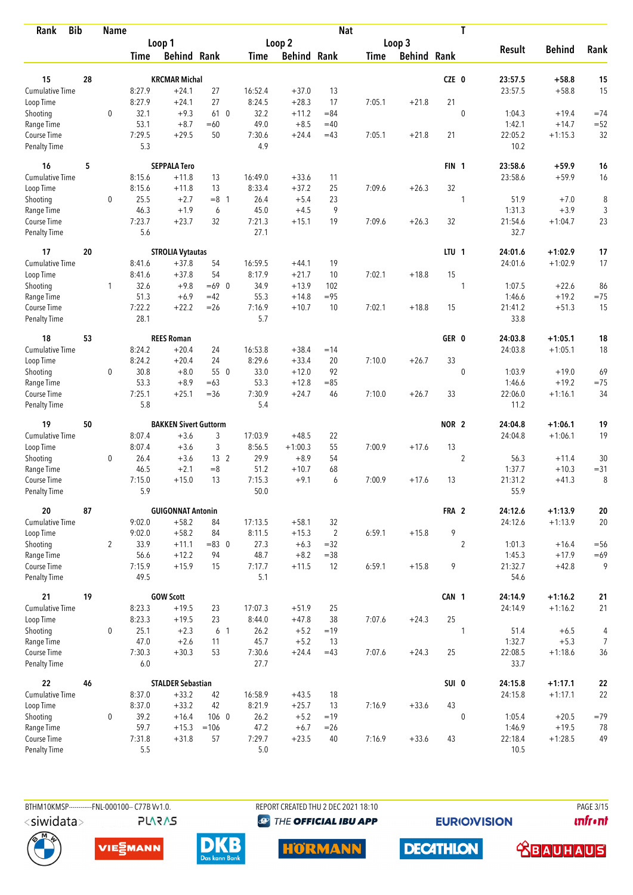| Rank | Bib | Name | | | | | | | Nat | | | T | | | |
|---|---|---|---|---|---|---|---|---|---|---|---|---|---|---|---|
| | | | Loop 1 | | | Loop 2 | | | Loop 3 | | | | Result | Behind | Rank |
| | | | Time | Behind | Rank | Time | Behind | Rank | Time | Behind | Rank | | | | |
| 15 | 28 | KRCMAR Michal | | | | | | | | | CZE | 0 | 23:57.5 | +58.8 | 15 |
| Cumulative Time | | | 8:27.9 | +24.1 | 27 | 16:52.4 | +37.0 | 13 | | | | | 23:57.5 | +58.8 | 15 |
| Loop Time | | | 8:27.9 | +24.1 | 27 | 8:24.5 | +28.3 | 17 | 7:05.1 | +21.8 | 21 | | | | |
| Shooting | | 0 | 32.1 | +9.3 | 61 0 | 32.2 | +11.2 | =84 | | | | 0 | 1:04.3 | +19.4 | =74 |
| Range Time | | | 53.1 | +8.7 | =60 | 49.0 | +8.5 | =40 | | | | | 1:42.1 | +14.7 | =52 |
| Course Time | | | 7:29.5 | +29.5 | 50 | 7:30.6 | +24.4 | =43 | 7:05.1 | +21.8 | 21 | | 22:05.2 | +1:15.3 | 32 |
| Penalty Time | | | 5.3 | | | 4.9 | | | | | | | 10.2 | | |
| 16 | 5 | SEPPALA Tero | | | | | | | | | FIN | 1 | 23:58.6 | +59.9 | 16 |
| Cumulative Time | | | 8:15.6 | +11.8 | 13 | 16:49.0 | +33.6 | 11 | | | | | 23:58.6 | +59.9 | 16 |
| Loop Time | | | 8:15.6 | +11.8 | 13 | 8:33.4 | +37.2 | 25 | 7:09.6 | +26.3 | 32 | | | | |
| Shooting | | 0 | 25.5 | +2.7 | =8 1 | 26.4 | +5.4 | 23 | | | | 1 | 51.9 | +7.0 | 8 |
| Range Time | | | 46.3 | +1.9 | 6 | 45.0 | +4.5 | 9 | | | | | 1:31.3 | +3.9 | 3 |
| Course Time | | | 7:23.7 | +23.7 | 32 | 7:21.3 | +15.1 | 19 | 7:09.6 | +26.3 | 32 | | 21:54.6 | +1:04.7 | 23 |
| Penalty Time | | | 5.6 | | | 27.1 | | | | | | | 32.7 | | |
| 17 | 20 | STROLIA Vytautas | | | | | | | | | LTU | 1 | 24:01.6 | +1:02.9 | 17 |
| Cumulative Time | | | 8:41.6 | +37.8 | 54 | 16:59.5 | +44.1 | 19 | | | | | 24:01.6 | +1:02.9 | 17 |
| Loop Time | | | 8:41.6 | +37.8 | 54 | 8:17.9 | +21.7 | 10 | 7:02.1 | +18.8 | 15 | | | | |
| Shooting | | 1 | 32.6 | +9.8 | =69 0 | 34.9 | +13.9 | 102 | | | | 1 | 1:07.5 | +22.6 | 86 |
| Range Time | | | 51.3 | +6.9 | =42 | 55.3 | +14.8 | =95 | | | | | 1:46.6 | +19.2 | =75 |
| Course Time | | | 7:22.2 | +22.2 | =26 | 7:16.9 | +10.7 | 10 | 7:02.1 | +18.8 | 15 | | 21:41.2 | +51.3 | 15 |
| Penalty Time | | | 28.1 | | | 5.7 | | | | | | | 33.8 | | |
| 18 | 53 | REES Roman | | | | | | | | | GER | 0 | 24:03.8 | +1:05.1 | 18 |
| Cumulative Time | | | 8:24.2 | +20.4 | 24 | 16:53.8 | +38.4 | =14 | | | | | 24:03.8 | +1:05.1 | 18 |
| Loop Time | | | 8:24.2 | +20.4 | 24 | 8:29.6 | +33.4 | 20 | 7:10.0 | +26.7 | 33 | | | | |
| Shooting | | 0 | 30.8 | +8.0 | 55 0 | 33.0 | +12.0 | 92 | | | | 0 | 1:03.9 | +19.0 | 69 |
| Range Time | | | 53.3 | +8.9 | =63 | 53.3 | +12.8 | =85 | | | | | 1:46.6 | +19.2 | =75 |
| Course Time | | | 7:25.1 | +25.1 | =36 | 7:30.9 | +24.7 | 46 | 7:10.0 | +26.7 | 33 | | 22:06.0 | +1:16.1 | 34 |
| Penalty Time | | | 5.8 | | | 5.4 | | | | | | | 11.2 | | |
| 19 | 50 | BAKKEN Sivert Guttorm | | | | | | | | | NOR | 2 | 24:04.8 | +1:06.1 | 19 |
| Cumulative Time | | | 8:07.4 | +3.6 | 3 | 17:03.9 | +48.5 | 22 | | | | | 24:04.8 | +1:06.1 | 19 |
| Loop Time | | | 8:07.4 | +3.6 | 3 | 8:56.5 | +1:00.3 | 55 | 7:00.9 | +17.6 | 13 | | | | |
| Shooting | | 0 | 26.4 | +3.6 | 13 2 | 29.9 | +8.9 | 54 | | | | 2 | 56.3 | +11.4 | 30 |
| Range Time | | | 46.5 | +2.1 | =8 | 51.2 | +10.7 | 68 | | | | | 1:37.7 | +10.3 | =31 |
| Course Time | | | 7:15.0 | +15.0 | 13 | 7:15.3 | +9.1 | 6 | 7:00.9 | +17.6 | 13 | | 21:31.2 | +41.3 | 8 |
| Penalty Time | | | 5.9 | | | 50.0 | | | | | | | 55.9 | | |
| 20 | 87 | GUIGONNAT Antonin | | | | | | | | | FRA | 2 | 24:12.6 | +1:13.9 | 20 |
| Cumulative Time | | | 9:02.0 | +58.2 | 84 | 17:13.5 | +58.1 | 32 | | | | | 24:12.6 | +1:13.9 | 20 |
| Loop Time | | | 9:02.0 | +58.2 | 84 | 8:11.5 | +15.3 | 2 | 6:59.1 | +15.8 | 9 | | | | |
| Shooting | | 2 | 33.9 | +11.1 | =83 0 | 27.3 | +6.3 | =32 | | | | 2 | 1:01.3 | +16.4 | =56 |
| Range Time | | | 56.6 | +12.2 | 94 | 48.7 | +8.2 | =38 | | | | | 1:45.3 | +17.9 | =69 |
| Course Time | | | 7:15.9 | +15.9 | 15 | 7:17.7 | +11.5 | 12 | 6:59.1 | +15.8 | 9 | | 21:32.7 | +42.8 | 9 |
| Penalty Time | | | 49.5 | | | 5.1 | | | | | | | 54.6 | | |
| 21 | 19 | GOW Scott | | | | | | | | | CAN | 1 | 24:14.9 | +1:16.2 | 21 |
| Cumulative Time | | | 8:23.3 | +19.5 | 23 | 17:07.3 | +51.9 | 25 | | | | | 24:14.9 | +1:16.2 | 21 |
| Loop Time | | | 8:23.3 | +19.5 | 23 | 8:44.0 | +47.8 | 38 | 7:07.6 | +24.3 | 25 | | | | |
| Shooting | | 0 | 25.1 | +2.3 | 6 1 | 26.2 | +5.2 | =19 | | | | 1 | 51.4 | +6.5 | 4 |
| Range Time | | | 47.0 | +2.6 | 11 | 45.7 | +5.2 | 13 | | | | | 1:32.7 | +5.3 | 7 |
| Course Time | | | 7:30.3 | +30.3 | 53 | 7:30.6 | +24.4 | =43 | 7:07.6 | +24.3 | 25 | | 22:08.5 | +1:18.6 | 36 |
| Penalty Time | | | 6.0 | | | 27.7 | | | | | | | 33.7 | | |
| 22 | 46 | STALDER Sebastian | | | | | | | | | SUI | 0 | 24:15.8 | +1:17.1 | 22 |
| Cumulative Time | | | 8:37.0 | +33.2 | 42 | 16:58.9 | +43.5 | 18 | | | | | 24:15.8 | +1:17.1 | 22 |
| Loop Time | | | 8:37.0 | +33.2 | 42 | 8:21.9 | +25.7 | 13 | 7:16.9 | +33.6 | 43 | | | | |
| Shooting | | 0 | 39.2 | +16.4 | 106 0 | 26.2 | +5.2 | =19 | | | | 0 | 1:05.4 | +20.5 | =79 |
| Range Time | | | 59.7 | +15.3 | =106 | 47.2 | +6.7 | =26 | | | | | 1:46.9 | +19.5 | 78 |
| Course Time | | | 7:31.8 | +31.8 | 57 | 7:29.7 | +23.5 | 40 | 7:16.9 | +33.6 | 43 | | 22:18.4 | +1:28.5 | 49 |
| Penalty Time | | | 5.5 | | | 5.0 | | | | | | | 10.5 | | |

BTHM10KMSP-----------FNL-000100-- C77B Vv1.0. REPORT CREATED THU 2 DEC 2021 18:10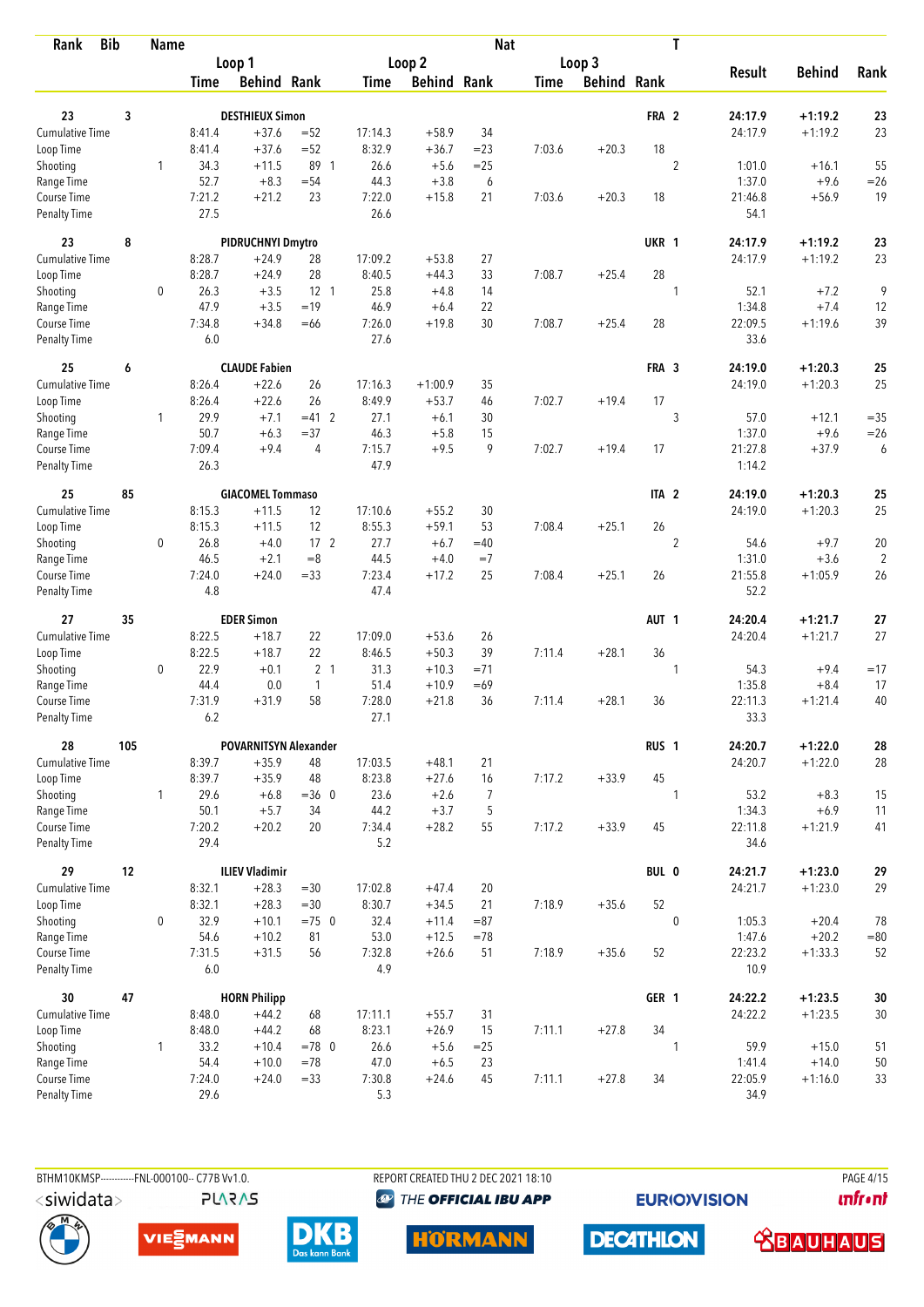| Rank | Bib | Name | | Loop 1 Time | Loop 1 Behind | Loop 1 Rank | | Loop 2 Time | Loop 2 Behind | Loop 2 Rank | Loop 3 Time | Loop 3 Behind | Loop 3 Rank | Nat | T | Result | Behind | Rank |
|---|---|---|---|---|---|---|---|---|---|---|---|---|---|---|---|---|---|---|
| 23 | 3 | DESTHIEUX Simon | | | | | | | | | | | | FRA | 2 | 24:17.9 | +1:19.2 | 23 |
| Cumulative Time | | | | 8:41.4 | +37.6 | =52 | | 17:14.3 | +58.9 | 34 | | | | | | 24:17.9 | +1:19.2 | 23 |
| Loop Time | | | | 8:41.4 | +37.6 | =52 | | 8:32.9 | +36.7 | =23 | 7:03.6 | +20.3 | 18 | | | | | |
| Shooting | | | 1 | 34.3 | +11.5 | 89 | 1 | 26.6 | +5.6 | =25 | | | | | 2 | 1:01.0 | +16.1 | 55 |
| Range Time | | | | 52.7 | +8.3 | =54 | | 44.3 | +3.8 | 6 | | | | | | 1:37.0 | +9.6 | =26 |
| Course Time | | | | 7:21.2 | +21.2 | 23 | | 7:22.0 | +15.8 | 21 | 7:03.6 | +20.3 | 18 | | | 21:46.8 | +56.9 | 19 |
| Penalty Time | | | | 27.5 | | | | 26.6 | | | | | | | | 54.1 | | |
| 23 | 8 | PIDRUCHNYI Dmytro | | | | | | | | | | | | UKR | 1 | 24:17.9 | +1:19.2 | 23 |
| Cumulative Time | | | | 8:28.7 | +24.9 | 28 | | 17:09.2 | +53.8 | 27 | | | | | | 24:17.9 | +1:19.2 | 23 |
| Loop Time | | | | 8:28.7 | +24.9 | 28 | | 8:40.5 | +44.3 | 33 | 7:08.7 | +25.4 | 28 | | | | | |
| Shooting | | | 0 | 26.3 | +3.5 | 12 | 1 | 25.8 | +4.8 | 14 | | | | | 1 | 52.1 | +7.2 | 9 |
| Range Time | | | | 47.9 | +3.5 | =19 | | 46.9 | +6.4 | 22 | | | | | | 1:34.8 | +7.4 | 12 |
| Course Time | | | | 7:34.8 | +34.8 | =66 | | 7:26.0 | +19.8 | 30 | 7:08.7 | +25.4 | 28 | | | 22:09.5 | +1:19.6 | 39 |
| Penalty Time | | | | 6.0 | | | | 27.6 | | | | | | | | 33.6 | | |
| 25 | 6 | CLAUDE Fabien | | | | | | | | | | | | FRA | 3 | 24:19.0 | +1:20.3 | 25 |
| Cumulative Time | | | | 8:26.4 | +22.6 | 26 | | 17:16.3 | +1:00.9 | 35 | | | | | | 24:19.0 | +1:20.3 | 25 |
| Loop Time | | | | 8:26.4 | +22.6 | 26 | | 8:49.9 | +53.7 | 46 | 7:02.7 | +19.4 | 17 | | | | | |
| Shooting | | | 1 | 29.9 | +7.1 | =41 | 2 | 27.1 | +6.1 | 30 | | | | | 3 | 57.0 | +12.1 | =35 |
| Range Time | | | | 50.7 | +6.3 | =37 | | 46.3 | +5.8 | 15 | | | | | | 1:37.0 | +9.6 | =26 |
| Course Time | | | | 7:09.4 | +9.4 | 4 | | 7:15.7 | +9.5 | 9 | 7:02.7 | +19.4 | 17 | | | 21:27.8 | +37.9 | 6 |
| Penalty Time | | | | 26.3 | | | | 47.9 | | | | | | | | 1:14.2 | | |
| 25 | 85 | GIACOMEL Tommaso | | | | | | | | | | | | ITA | 2 | 24:19.0 | +1:20.3 | 25 |
| Cumulative Time | | | | 8:15.3 | +11.5 | 12 | | 17:10.6 | +55.2 | 30 | | | | | | 24:19.0 | +1:20.3 | 25 |
| Loop Time | | | | 8:15.3 | +11.5 | 12 | | 8:55.3 | +59.1 | 53 | 7:08.4 | +25.1 | 26 | | | | | |
| Shooting | | | 0 | 26.8 | +4.0 | 17 | 2 | 27.7 | +6.7 | =40 | | | | | 2 | 54.6 | +9.7 | 20 |
| Range Time | | | | 46.5 | +2.1 | =8 | | 44.5 | +4.0 | =7 | | | | | | 1:31.0 | +3.6 | 2 |
| Course Time | | | | 7:24.0 | +24.0 | =33 | | 7:23.4 | +17.2 | 25 | 7:08.4 | +25.1 | 26 | | | 21:55.8 | +1:05.9 | 26 |
| Penalty Time | | | | 4.8 | | | | 47.4 | | | | | | | | 52.2 | | |
| 27 | 35 | EDER Simon | | | | | | | | | | | | AUT | 1 | 24:20.4 | +1:21.7 | 27 |
| Cumulative Time | | | | 8:22.5 | +18.7 | 22 | | 17:09.0 | +53.6 | 26 | | | | | | 24:20.4 | +1:21.7 | 27 |
| Loop Time | | | | 8:22.5 | +18.7 | 22 | | 8:46.5 | +50.3 | 39 | 7:11.4 | +28.1 | 36 | | | | | |
| Shooting | | | 0 | 22.9 | +0.1 | 2 | 1 | 31.3 | +10.3 | =71 | | | | | 1 | 54.3 | +9.4 | =17 |
| Range Time | | | | 44.4 | 0.0 | 1 | | 51.4 | +10.9 | =69 | | | | | | 1:35.8 | +8.4 | 17 |
| Course Time | | | | 7:31.9 | +31.9 | 58 | | 7:28.0 | +21.8 | 36 | 7:11.4 | +28.1 | 36 | | | 22:11.3 | +1:21.4 | 40 |
| Penalty Time | | | | 6.2 | | | | 27.1 | | | | | | | | 33.3 | | |
| 28 | 105 | POVARNITSYN Alexander | | | | | | | | | | | | RUS | 1 | 24:20.7 | +1:22.0 | 28 |
| Cumulative Time | | | | 8:39.7 | +35.9 | 48 | | 17:03.5 | +48.1 | 21 | | | | | | 24:20.7 | +1:22.0 | 28 |
| Loop Time | | | | 8:39.7 | +35.9 | 48 | | 8:23.8 | +27.6 | 16 | 7:17.2 | +33.9 | 45 | | | | | |
| Shooting | | | 1 | 29.6 | +6.8 | =36 | 0 | 23.6 | +2.6 | 7 | | | | | 1 | 53.2 | +8.3 | 15 |
| Range Time | | | | 50.1 | +5.7 | 34 | | 44.2 | +3.7 | 5 | | | | | | 1:34.3 | +6.9 | 11 |
| Course Time | | | | 7:20.2 | +20.2 | 20 | | 7:34.4 | +28.2 | 55 | 7:17.2 | +33.9 | 45 | | | 22:11.8 | +1:21.9 | 41 |
| Penalty Time | | | | 29.4 | | | | 5.2 | | | | | | | | 34.6 | | |
| 29 | 12 | ILIEV Vladimir | | | | | | | | | | | | BUL | 0 | 24:21.7 | +1:23.0 | 29 |
| Cumulative Time | | | | 8:32.1 | +28.3 | =30 | | 17:02.8 | +47.4 | 20 | | | | | | 24:21.7 | +1:23.0 | 29 |
| Loop Time | | | | 8:32.1 | +28.3 | =30 | | 8:30.7 | +34.5 | 21 | 7:18.9 | +35.6 | 52 | | | | | |
| Shooting | | | 0 | 32.9 | +10.1 | =75 | 0 | 32.4 | +11.4 | =87 | | | | | 0 | 1:05.3 | +20.4 | 78 |
| Range Time | | | | 54.6 | +10.2 | 81 | | 53.0 | +12.5 | =78 | | | | | | 1:47.6 | +20.2 | =80 |
| Course Time | | | | 7:31.5 | +31.5 | 56 | | 7:32.8 | +26.6 | 51 | 7:18.9 | +35.6 | 52 | | | 22:23.2 | +1:33.3 | 52 |
| Penalty Time | | | | 6.0 | | | | 4.9 | | | | | | | | 10.9 | | |
| 30 | 47 | HORN Philipp | | | | | | | | | | | | GER | 1 | 24:22.2 | +1:23.5 | 30 |
| Cumulative Time | | | | 8:48.0 | +44.2 | 68 | | 17:11.1 | +55.7 | 31 | | | | | | 24:22.2 | +1:23.5 | 30 |
| Loop Time | | | | 8:48.0 | +44.2 | 68 | | 8:23.1 | +26.9 | 15 | 7:11.1 | +27.8 | 34 | | | | | |
| Shooting | | | 1 | 33.2 | +10.4 | =78 | 0 | 26.6 | +5.6 | =25 | | | | | 1 | 59.9 | +15.0 | 51 |
| Range Time | | | | 54.4 | +10.0 | =78 | | 47.0 | +6.5 | 23 | | | | | | 1:41.4 | +14.0 | 50 |
| Course Time | | | | 7:24.0 | +24.0 | =33 | | 7:30.8 | +24.6 | 45 | 7:11.1 | +27.8 | 34 | | | 22:05.9 | +1:16.0 | 33 |
| Penalty Time | | | | 29.6 | | | | 5.3 | | | | | | | | 34.9 | | |

BTHM10KMSP-----------FNL-000100-- C77B Vv1.0. REPORT CREATED THU 2 DEC 2021 18:10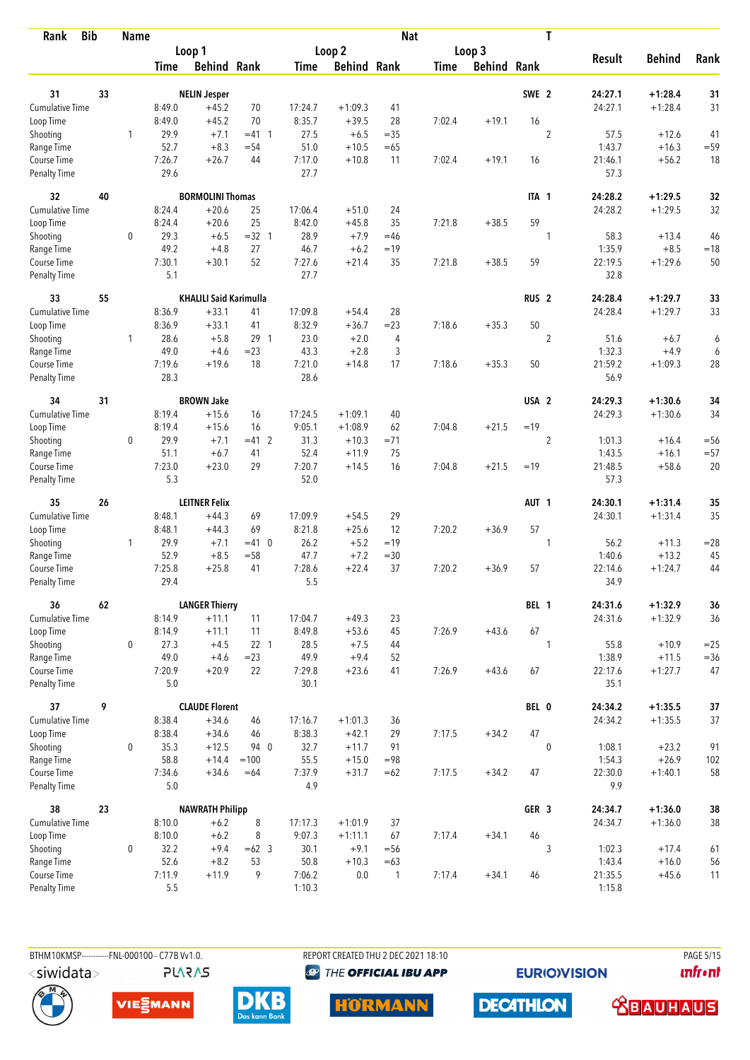| Rank | Bib | Name | | Loop 1 | | | Loop 2 | | | Loop 3 | | | Nat | T | Result | Behind | Rank |
|---|---|---|---|---|---|---|---|---|---|---|---|---|---|---|---|---|---|
| | | | | Time | Behind | Rank | Time | Behind | Rank | Time | Behind | Rank | | | | | |
| 31 | 33 | NELIN Jesper | | | | | | | | | | | SWE | 2 | 24:27.1 | +1:28.4 | 31 |
| Cumulative Time | | | | 8:49.0 | +45.2 | 70 | 17:24.7 | +1:09.3 | 41 | | | | | | 24:27.1 | +1:28.4 | 31 |
| Loop Time | | | | 8:49.0 | +45.2 | 70 | 8:35.7 | +39.5 | 28 | 7:02.4 | +19.1 | 16 | | | | | |
| Shooting | | | 1 | 29.9 | +7.1 | =41 1 | 27.5 | +6.5 | =35 | | | | | 2 | 57.5 | +12.6 | 41 |
| Range Time | | | | 52.7 | +8.3 | =54 | 51.0 | +10.5 | =65 | | | | | | 1:43.7 | +16.3 | =59 |
| Course Time | | | | 7:26.7 | +26.7 | 44 | 7:17.0 | +10.8 | 11 | 7:02.4 | +19.1 | 16 | | | 21:46.1 | +56.2 | 18 |
| Penalty Time | | | | 29.6 | | | 27.7 | | | | | | | | 57.3 | | |
| 32 | 40 | BORMOLINI Thomas | | | | | | | | | | | ITA | 1 | 24:28.2 | +1:29.5 | 32 |
| Cumulative Time | | | | 8:24.4 | +20.6 | 25 | 17:06.4 | +51.0 | 24 | | | | | | 24:28.2 | +1:29.5 | 32 |
| Loop Time | | | | 8:24.4 | +20.6 | 25 | 8:42.0 | +45.8 | 35 | 7:21.8 | +38.5 | 59 | | | | | |
| Shooting | | | 0 | 29.3 | +6.5 | =32 1 | 28.9 | +7.9 | =46 | | | | | 1 | 58.3 | +13.4 | 46 |
| Range Time | | | | 49.2 | +4.8 | 27 | 46.7 | +6.2 | =19 | | | | | | 1:35.9 | +8.5 | =18 |
| Course Time | | | | 7:30.1 | +30.1 | 52 | 7:27.6 | +21.4 | 35 | 7:21.8 | +38.5 | 59 | | | 22:19.5 | +1:29.6 | 50 |
| Penalty Time | | | | 5.1 | | | 27.7 | | | | | | | | 32.8 | | |
| 33 | 55 | KHALILI Said Karimulla | | | | | | | | | | | RUS | 2 | 24:28.4 | +1:29.7 | 33 |
| Cumulative Time | | | | 8:36.9 | +33.1 | 41 | 17:09.8 | +54.4 | 28 | | | | | | 24:28.4 | +1:29.7 | 33 |
| Loop Time | | | | 8:36.9 | +33.1 | 41 | 8:32.9 | +36.7 | =23 | 7:18.6 | +35.3 | 50 | | | | | |
| Shooting | | | 1 | 28.6 | +5.8 | 29 1 | 23.0 | +2.0 | 4 | | | | | 2 | 51.6 | +6.7 | 6 |
| Range Time | | | | 49.0 | +4.6 | =23 | 43.3 | +2.8 | 3 | | | | | | 1:32.3 | +4.9 | 6 |
| Course Time | | | | 7:19.6 | +19.6 | 18 | 7:21.0 | +14.8 | 17 | 7:18.6 | +35.3 | 50 | | | 21:59.2 | +1:09.3 | 28 |
| Penalty Time | | | | 28.3 | | | 28.6 | | | | | | | | 56.9 | | |
| 34 | 31 | BROWN Jake | | | | | | | | | | | USA | 2 | 24:29.3 | +1:30.6 | 34 |
| Cumulative Time | | | | 8:19.4 | +15.6 | 16 | 17:24.5 | +1:09.1 | 40 | | | | | | 24:29.3 | +1:30.6 | 34 |
| Loop Time | | | | 8:19.4 | +15.6 | 16 | 9:05.1 | +1:08.9 | 62 | 7:04.8 | +21.5 | =19 | | | | | |
| Shooting | | | 0 | 29.9 | +7.1 | =41 2 | 31.3 | +10.3 | =71 | | | | | 2 | 1:01.3 | +16.4 | =56 |
| Range Time | | | | 51.1 | +6.7 | 41 | 52.4 | +11.9 | 75 | | | | | | 1:43.5 | +16.1 | =57 |
| Course Time | | | | 7:23.0 | +23.0 | 29 | 7:20.7 | +14.5 | 16 | 7:04.8 | +21.5 | =19 | | | 21:48.5 | +58.6 | 20 |
| Penalty Time | | | | 5.3 | | | 52.0 | | | | | | | | 57.3 | | |
| 35 | 26 | LEITNER Felix | | | | | | | | | | | AUT | 1 | 24:30.1 | +1:31.4 | 35 |
| Cumulative Time | | | | 8:48.1 | +44.3 | 69 | 17:09.9 | +54.5 | 29 | | | | | | 24:30.1 | +1:31.4 | 35 |
| Loop Time | | | | 8:48.1 | +44.3 | 69 | 8:21.8 | +25.6 | 12 | 7:20.2 | +36.9 | 57 | | | | | |
| Shooting | | | 1 | 29.9 | +7.1 | =41 0 | 26.2 | +5.2 | =19 | | | | | 1 | 56.2 | +11.3 | =28 |
| Range Time | | | | 52.9 | +8.5 | =58 | 47.7 | +7.2 | =30 | | | | | | 1:40.6 | +13.2 | 45 |
| Course Time | | | | 7:25.8 | +25.8 | 41 | 7:28.6 | +22.4 | 37 | 7:20.2 | +36.9 | 57 | | | 22:14.6 | +1:24.7 | 44 |
| Penalty Time | | | | 29.4 | | | 5.5 | | | | | | | | 34.9 | | |
| 36 | 62 | LANGER Thierry | | | | | | | | | | | BEL | 1 | 24:31.6 | +1:32.9 | 36 |
| Cumulative Time | | | | 8:14.9 | +11.1 | 11 | 17:04.7 | +49.3 | 23 | | | | | | 24:31.6 | +1:32.9 | 36 |
| Loop Time | | | | 8:14.9 | +11.1 | 11 | 8:49.8 | +53.6 | 45 | 7:26.9 | +43.6 | 67 | | | | | |
| Shooting | | | 0 | 27.3 | +4.5 | 22 1 | 28.5 | +7.5 | 44 | | | | | 1 | 55.8 | +10.9 | =25 |
| Range Time | | | | 49.0 | +4.6 | =23 | 49.9 | +9.4 | 52 | | | | | | 1:38.9 | +11.5 | =36 |
| Course Time | | | | 7:20.9 | +20.9 | 22 | 7:29.8 | +23.6 | 41 | 7:26.9 | +43.6 | 67 | | | 22:17.6 | +1:27.7 | 47 |
| Penalty Time | | | | 5.0 | | | 30.1 | | | | | | | | 35.1 | | |
| 37 | 9 | CLAUDE Florent | | | | | | | | | | | BEL | 0 | 24:34.2 | +1:35.5 | 37 |
| Cumulative Time | | | | 8:38.4 | +34.6 | 46 | 17:16.7 | +1:01.3 | 36 | | | | | | 24:34.2 | +1:35.5 | 37 |
| Loop Time | | | | 8:38.4 | +34.6 | 46 | 8:38.3 | +42.1 | 29 | 7:17.5 | +34.2 | 47 | | | | | |
| Shooting | | | 0 | 35.3 | +12.5 | 94 0 | 32.7 | +11.7 | 91 | | | | | 0 | 1:08.1 | +23.2 | 91 |
| Range Time | | | | 58.8 | +14.4 | =100 | 55.5 | +15.0 | =98 | | | | | | 1:54.3 | +26.9 | 102 |
| Course Time | | | | 7:34.6 | +34.6 | =64 | 7:37.9 | +31.7 | =62 | 7:17.5 | +34.2 | 47 | | | 22:30.0 | +1:40.1 | 58 |
| Penalty Time | | | | 5.0 | | | 4.9 | | | | | | | | 9.9 | | |
| 38 | 23 | NAWRATH Philipp | | | | | | | | | | | GER | 3 | 24:34.7 | +1:36.0 | 38 |
| Cumulative Time | | | | 8:10.0 | +6.2 | 8 | 17:17.3 | +1:01.9 | 37 | | | | | | 24:34.7 | +1:36.0 | 38 |
| Loop Time | | | | 8:10.0 | +6.2 | 8 | 9:07.3 | +1:11.1 | 67 | 7:17.4 | +34.1 | 46 | | | | | |
| Shooting | | | 0 | 32.2 | +9.4 | =62 3 | 30.1 | +9.1 | =56 | | | | | 3 | 1:02.3 | +17.4 | 61 |
| Range Time | | | | 52.6 | +8.2 | 53 | 50.8 | +10.3 | =63 | | | | | | 1:43.4 | +16.0 | 56 |
| Course Time | | | | 7:11.9 | +11.9 | 9 | 7:06.2 | 0.0 | 1 | 7:17.4 | +34.1 | 46 | | | 21:35.5 | +45.6 | 11 |
| Penalty Time | | | | 5.5 | | | 1:10.3 | | | | | | | | 1:15.8 | | |

BTHM10KMSP-----------FNL-000100-- C77B Vv1.0. REPORT CREATED THU 2 DEC 2021 18:10 THE OFFICIAL IBU APP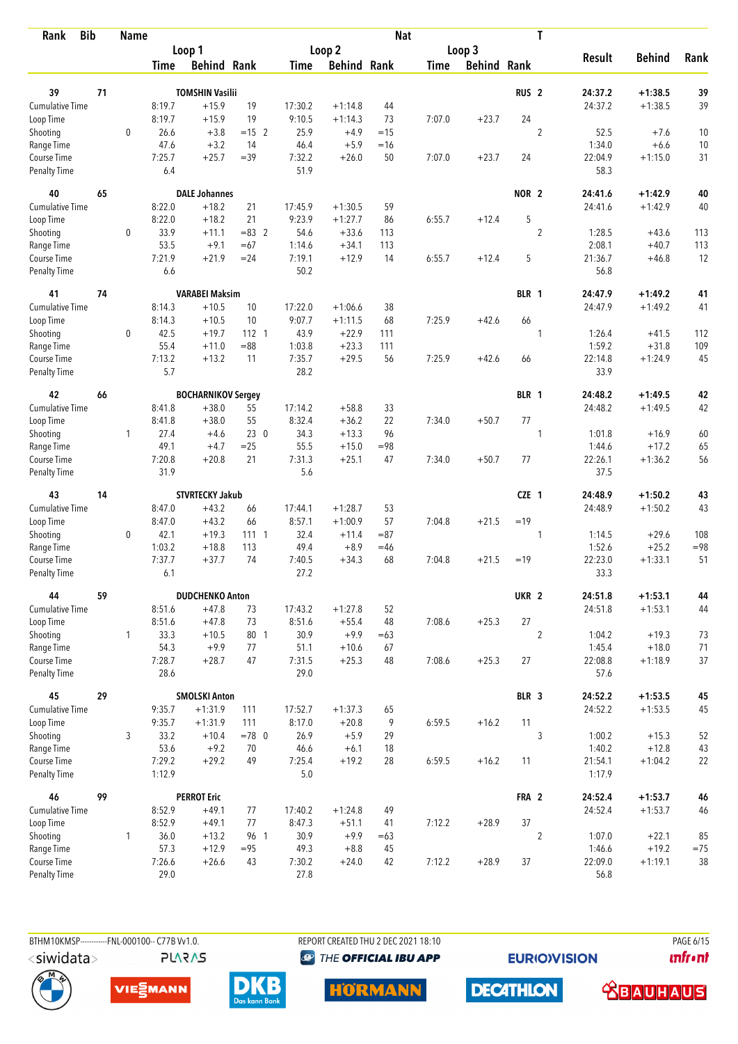| Rank | Bib | Name | | | | | | | Nat | | | T | | | |
|---|---|---|---|---|---|---|---|---|---|---|---|---|---|---|---|
| | | | Loop 1 | | | Loop 2 | | | Loop 3 | | | | Result | Behind | Rank |
| | | | Time | Behind | Rank | Time | Behind | Rank | Time | Behind | Rank | | | | |
| 39 | 71 | TOMSHIN Vasilii | | | | | | | | | RUS | 2 | 24:37.2 | +1:38.5 | 39 |
| Cumulative Time | | | 8:19.7 | +15.9 | 19 | 17:30.2 | +1:14.8 | 44 | | | | | 24:37.2 | +1:38.5 | 39 |
| Loop Time | | | 8:19.7 | +15.9 | 19 | 9:10.5 | +1:14.3 | 73 | 7:07.0 | +23.7 | 24 | | | | |
| Shooting | | 0 | 26.6 | +3.8 | =15 2 | 25.9 | +4.9 | =15 | | | | 2 | 52.5 | +7.6 | 10 |
| Range Time | | | 47.6 | +3.2 | 14 | 46.4 | +5.9 | =16 | | | | | 1:34.0 | +6.6 | 10 |
| Course Time | | | 7:25.7 | +25.7 | =39 | 7:32.2 | +26.0 | 50 | 7:07.0 | +23.7 | 24 | | 22:04.9 | +1:15.0 | 31 |
| Penalty Time | | | 6.4 | | | 51.9 | | | | | | | 58.3 | | |
| 40 | 65 | DALE Johannes | | | | | | | | | NOR | 2 | 24:41.6 | +1:42.9 | 40 |
| Cumulative Time | | | 8:22.0 | +18.2 | 21 | 17:45.9 | +1:30.5 | 59 | | | | | 24:41.6 | +1:42.9 | 40 |
| Loop Time | | | 8:22.0 | +18.2 | 21 | 9:23.9 | +1:27.7 | 86 | 6:55.7 | +12.4 | 5 | | | | |
| Shooting | | 0 | 33.9 | +11.1 | =83 2 | 54.6 | +33.6 | 113 | | | | 2 | 1:28.5 | +43.6 | 113 |
| Range Time | | | 53.5 | +9.1 | =67 | 1:14.6 | +34.1 | 113 | | | | | 2:08.1 | +40.7 | 113 |
| Course Time | | | 7:21.9 | +21.9 | =24 | 7:19.1 | +12.9 | 14 | 6:55.7 | +12.4 | 5 | | 21:36.7 | +46.8 | 12 |
| Penalty Time | | | 6.6 | | | 50.2 | | | | | | | 56.8 | | |
| 41 | 74 | VARABEI Maksim | | | | | | | | | BLR | 1 | 24:47.9 | +1:49.2 | 41 |
| Cumulative Time | | | 8:14.3 | +10.5 | 10 | 17:22.0 | +1:06.6 | 38 | | | | | 24:47.9 | +1:49.2 | 41 |
| Loop Time | | | 8:14.3 | +10.5 | 10 | 9:07.7 | +1:11.5 | 68 | 7:25.9 | +42.6 | 66 | | | | |
| Shooting | | 0 | 42.5 | +19.7 | 112 1 | 43.9 | +22.9 | 111 | | | | 1 | 1:26.4 | +41.5 | 112 |
| Range Time | | | 55.4 | +11.0 | =88 | 1:03.8 | +23.3 | 111 | | | | | 1:59.2 | +31.8 | 109 |
| Course Time | | | 7:13.2 | +13.2 | 11 | 7:35.7 | +29.5 | 56 | 7:25.9 | +42.6 | 66 | | 22:14.8 | +1:24.9 | 45 |
| Penalty Time | | | 5.7 | | | 28.2 | | | | | | | 33.9 | | |
| 42 | 66 | BOCHARNIKOV Sergey | | | | | | | | | BLR | 1 | 24:48.2 | +1:49.5 | 42 |
| Cumulative Time | | | 8:41.8 | +38.0 | 55 | 17:14.2 | +58.8 | 33 | | | | | 24:48.2 | +1:49.5 | 42 |
| Loop Time | | | 8:41.8 | +38.0 | 55 | 8:32.4 | +36.2 | 22 | 7:34.0 | +50.7 | 77 | | | | |
| Shooting | | 1 | 27.4 | +4.6 | 23 0 | 34.3 | +13.3 | 96 | | | | 1 | 1:01.8 | +16.9 | 60 |
| Range Time | | | 49.1 | +4.7 | =25 | 55.5 | +15.0 | =98 | | | | | 1:44.6 | +17.2 | 65 |
| Course Time | | | 7:20.8 | +20.8 | 21 | 7:31.3 | +25.1 | 47 | 7:34.0 | +50.7 | 77 | | 22:26.1 | +1:36.2 | 56 |
| Penalty Time | | | 31.9 | | | 5.6 | | | | | | | 37.5 | | |
| 43 | 14 | STVRTECKY Jakub | | | | | | | | | CZE | 1 | 24:48.9 | +1:50.2 | 43 |
| Cumulative Time | | | 8:47.0 | +43.2 | 66 | 17:44.1 | +1:28.7 | 53 | | | | | 24:48.9 | +1:50.2 | 43 |
| Loop Time | | | 8:47.0 | +43.2 | 66 | 8:57.1 | +1:00.9 | 57 | 7:04.8 | +21.5 | =19 | | | | |
| Shooting | | 0 | 42.1 | +19.3 | 111 1 | 32.4 | +11.4 | =87 | | | | 1 | 1:14.5 | +29.6 | 108 |
| Range Time | | | 1:03.2 | +18.8 | 113 | 49.4 | +8.9 | =46 | | | | | 1:52.6 | +25.2 | =98 |
| Course Time | | | 7:37.7 | +37.7 | 74 | 7:40.5 | +34.3 | 68 | 7:04.8 | +21.5 | =19 | | 22:23.0 | +1:33.1 | 51 |
| Penalty Time | | | 6.1 | | | 27.2 | | | | | | | 33.3 | | |
| 44 | 59 | DUDCHENKO Anton | | | | | | | | | UKR | 2 | 24:51.8 | +1:53.1 | 44 |
| Cumulative Time | | | 8:51.6 | +47.8 | 73 | 17:43.2 | +1:27.8 | 52 | | | | | 24:51.8 | +1:53.1 | 44 |
| Loop Time | | | 8:51.6 | +47.8 | 73 | 8:51.6 | +55.4 | 48 | 7:08.6 | +25.3 | 27 | | | | |
| Shooting | | 1 | 33.3 | +10.5 | 80 1 | 30.9 | +9.9 | =63 | | | | 2 | 1:04.2 | +19.3 | 73 |
| Range Time | | | 54.3 | +9.9 | 77 | 51.1 | +10.6 | 67 | | | | | 1:45.4 | +18.0 | 71 |
| Course Time | | | 7:28.7 | +28.7 | 47 | 7:31.5 | +25.3 | 48 | 7:08.6 | +25.3 | 27 | | 22:08.8 | +1:18.9 | 37 |
| Penalty Time | | | 28.6 | | | 29.0 | | | | | | | 57.6 | | |
| 45 | 29 | SMOLSKI Anton | | | | | | | | | BLR | 3 | 24:52.2 | +1:53.5 | 45 |
| Cumulative Time | | | 9:35.7 | +1:31.9 | 111 | 17:52.7 | +1:37.3 | 65 | | | | | 24:52.2 | +1:53.5 | 45 |
| Loop Time | | | 9:35.7 | +1:31.9 | 111 | 8:17.0 | +20.8 | 9 | 6:59.5 | +16.2 | 11 | | | | |
| Shooting | | 3 | 33.2 | +10.4 | =78 0 | 26.9 | +5.9 | 29 | | | | 3 | 1:00.2 | +15.3 | 52 |
| Range Time | | | 53.6 | +9.2 | 70 | 46.6 | +6.1 | 18 | | | | | 1:40.2 | +12.8 | 43 |
| Course Time | | | 7:29.2 | +29.2 | 49 | 7:25.4 | +19.2 | 28 | 6:59.5 | +16.2 | 11 | | 21:54.1 | +1:04.2 | 22 |
| Penalty Time | | | 1:12.9 | | | 5.0 | | | | | | | 1:17.9 | | |
| 46 | 99 | PERROT Eric | | | | | | | | | FRA | 2 | 24:52.4 | +1:53.7 | 46 |
| Cumulative Time | | | 8:52.9 | +49.1 | 77 | 17:40.2 | +1:24.8 | 49 | | | | | 24:52.4 | +1:53.7 | 46 |
| Loop Time | | | 8:52.9 | +49.1 | 77 | 8:47.3 | +51.1 | 41 | 7:12.2 | +28.9 | 37 | | | | |
| Shooting | | 1 | 36.0 | +13.2 | 96 1 | 30.9 | +9.9 | =63 | | | | 2 | 1:07.0 | +22.1 | 85 |
| Range Time | | | 57.3 | +12.9 | =95 | 49.3 | +8.8 | 45 | | | | | 1:46.6 | +19.2 | =75 |
| Course Time | | | 7:26.6 | +26.6 | 43 | 7:30.2 | +24.0 | 42 | 7:12.2 | +28.9 | 37 | | 22:09.0 | +1:19.1 | 38 |
| Penalty Time | | | 29.0 | | | 27.8 | | | | | | | 56.8 | | |

BTHM10KMSP-----------FNL-000100-- C77B Vv1.0. REPORT CREATED THU 2 DEC 2021 18:10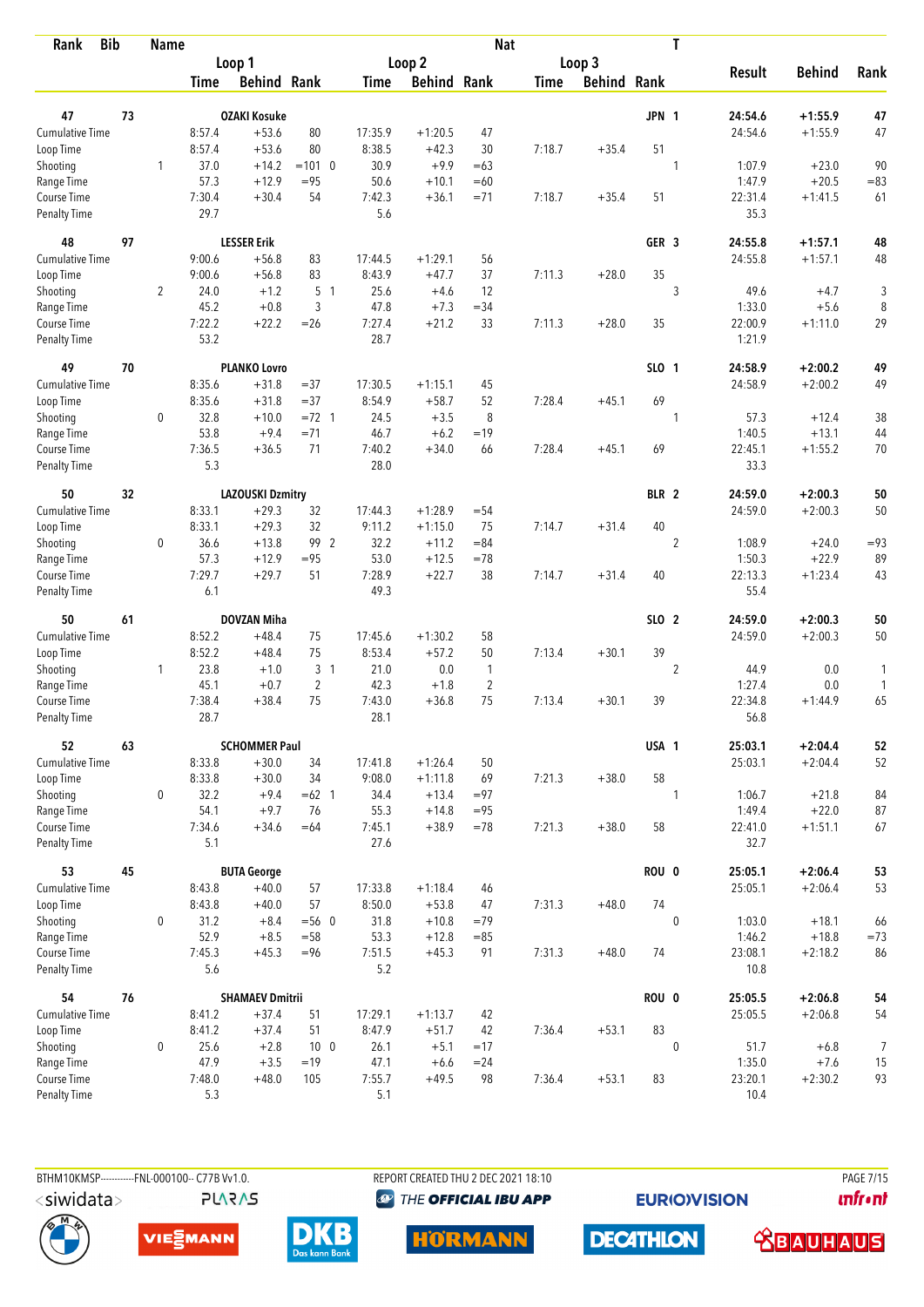| Rank | Bib | Name | | | | | | | Nat | | | T | | | |
|---|---|---|---|---|---|---|---|---|---|---|---|---|---|---|---|
| | | | Loop 1 | | | Loop 2 | | | Loop 3 | | | | Result | Behind | Rank |
| | | | Time | Behind | Rank | Time | Behind | Rank | Time | Behind | Rank | | | | |
| 47 | 73 | OZAKI Kosuke | | | | | | | | | JPN | 1 | 24:54.6 | +1:55.9 | 47 |
| Cumulative Time | | | 8:57.4 | +53.6 | 80 | 17:35.9 | +1:20.5 | 47 | | | | | 24:54.6 | +1:55.9 | 47 |
| Loop Time | | | 8:57.4 | +53.6 | 80 | 8:38.5 | +42.3 | 30 | 7:18.7 | +35.4 | 51 | | | | |
| Shooting | | 1 | 37.0 | +14.2 | =101 0 | 30.9 | +9.9 | =63 | | | | 1 | 1:07.9 | +23.0 | 90 |
| Range Time | | | 57.3 | +12.9 | =95 | 50.6 | +10.1 | =60 | | | | | 1:47.9 | +20.5 | =83 |
| Course Time | | | 7:30.4 | +30.4 | 54 | 7:42.3 | +36.1 | =71 | 7:18.7 | +35.4 | 51 | | 22:31.4 | +1:41.5 | 61 |
| Penalty Time | | | 29.7 | | | 5.6 | | | | | | | 35.3 | | |
| 48 | 97 | LESSER Erik | | | | | | | | | GER | 3 | 24:55.8 | +1:57.1 | 48 |
| Cumulative Time | | | 9:00.6 | +56.8 | 83 | 17:44.5 | +1:29.1 | 56 | | | | | 24:55.8 | +1:57.1 | 48 |
| Loop Time | | | 9:00.6 | +56.8 | 83 | 8:43.9 | +47.7 | 37 | 7:11.3 | +28.0 | 35 | | | | |
| Shooting | | 2 | 24.0 | +1.2 | 5 1 | 25.6 | +4.6 | 12 | | | | 3 | 49.6 | +4.7 | 3 |
| Range Time | | | 45.2 | +0.8 | 3 | 47.8 | +7.3 | =34 | | | | | 1:33.0 | +5.6 | 8 |
| Course Time | | | 7:22.2 | +22.2 | =26 | 7:27.4 | +21.2 | 33 | 7:11.3 | +28.0 | 35 | | 22:00.9 | +1:11.0 | 29 |
| Penalty Time | | | 53.2 | | | 28.7 | | | | | | | 1:21.9 | | |
| 49 | 70 | PLANKO Lovro | | | | | | | | | SLO | 1 | 24:58.9 | +2:00.2 | 49 |
| Cumulative Time | | | 8:35.6 | +31.8 | =37 | 17:30.5 | +1:15.1 | 45 | | | | | 24:58.9 | +2:00.2 | 49 |
| Loop Time | | | 8:35.6 | +31.8 | =37 | 8:54.9 | +58.7 | 52 | 7:28.4 | +45.1 | 69 | | | | |
| Shooting | | 0 | 32.8 | +10.0 | =72 1 | 24.5 | +3.5 | 8 | | | | 1 | 57.3 | +12.4 | 38 |
| Range Time | | | 53.8 | +9.4 | =71 | 46.7 | +6.2 | =19 | | | | | 1:40.5 | +13.1 | 44 |
| Course Time | | | 7:36.5 | +36.5 | 71 | 7:40.2 | +34.0 | 66 | 7:28.4 | +45.1 | 69 | | 22:45.1 | +1:55.2 | 70 |
| Penalty Time | | | 5.3 | | | 28.0 | | | | | | | 33.3 | | |
| 50 | 32 | LAZOUSKI Dzmitry | | | | | | | | | BLR | 2 | 24:59.0 | +2:00.3 | 50 |
| Cumulative Time | | | 8:33.1 | +29.3 | 32 | 17:44.3 | +1:28.9 | =54 | | | | | 24:59.0 | +2:00.3 | 50 |
| Loop Time | | | 8:33.1 | +29.3 | 32 | 9:11.2 | +1:15.0 | 75 | 7:14.7 | +31.4 | 40 | | | | |
| Shooting | | 0 | 36.6 | +13.8 | 99 2 | 32.2 | +11.2 | =84 | | | | 2 | 1:08.9 | +24.0 | =93 |
| Range Time | | | 57.3 | +12.9 | =95 | 53.0 | +12.5 | =78 | | | | | 1:50.3 | +22.9 | 89 |
| Course Time | | | 7:29.7 | +29.7 | 51 | 7:28.9 | +22.7 | 38 | 7:14.7 | +31.4 | 40 | | 22:13.3 | +1:23.4 | 43 |
| Penalty Time | | | 6.1 | | | 49.3 | | | | | | | 55.4 | | |
| 50 | 61 | DOVZAN Miha | | | | | | | | | SLO | 2 | 24:59.0 | +2:00.3 | 50 |
| Cumulative Time | | | 8:52.2 | +48.4 | 75 | 17:45.6 | +1:30.2 | 58 | | | | | 24:59.0 | +2:00.3 | 50 |
| Loop Time | | | 8:52.2 | +48.4 | 75 | 8:53.4 | +57.2 | 50 | 7:13.4 | +30.1 | 39 | | | | |
| Shooting | | 1 | 23.8 | +1.0 | 3 1 | 21.0 | 0.0 | 1 | | | | 2 | 44.9 | 0.0 | 1 |
| Range Time | | | 45.1 | +0.7 | 2 | 42.3 | +1.8 | 2 | | | | | 1:27.4 | 0.0 | 1 |
| Course Time | | | 7:38.4 | +38.4 | 75 | 7:43.0 | +36.8 | 75 | 7:13.4 | +30.1 | 39 | | 22:34.8 | +1:44.9 | 65 |
| Penalty Time | | | 28.7 | | | 28.1 | | | | | | | 56.8 | | |
| 52 | 63 | SCHOMMER Paul | | | | | | | | | USA | 1 | 25:03.1 | +2:04.4 | 52 |
| Cumulative Time | | | 8:33.8 | +30.0 | 34 | 17:41.8 | +1:26.4 | 50 | | | | | 25:03.1 | +2:04.4 | 52 |
| Loop Time | | | 8:33.8 | +30.0 | 34 | 9:08.0 | +1:11.8 | 69 | 7:21.3 | +38.0 | 58 | | | | |
| Shooting | | 0 | 32.2 | +9.4 | =62 1 | 34.4 | +13.4 | =97 | | | | 1 | 1:06.7 | +21.8 | 84 |
| Range Time | | | 54.1 | +9.7 | 76 | 55.3 | +14.8 | =95 | | | | | 1:49.4 | +22.0 | 87 |
| Course Time | | | 7:34.6 | +34.6 | =64 | 7:45.1 | +38.9 | =78 | 7:21.3 | +38.0 | 58 | | 22:41.0 | +1:51.1 | 67 |
| Penalty Time | | | 5.1 | | | 27.6 | | | | | | | 32.7 | | |
| 53 | 45 | BUTA George | | | | | | | | | ROU | 0 | 25:05.1 | +2:06.4 | 53 |
| Cumulative Time | | | 8:43.8 | +40.0 | 57 | 17:33.8 | +1:18.4 | 46 | | | | | 25:05.1 | +2:06.4 | 53 |
| Loop Time | | | 8:43.8 | +40.0 | 57 | 8:50.0 | +53.8 | 47 | 7:31.3 | +48.0 | 74 | | | | |
| Shooting | | 0 | 31.2 | +8.4 | =56 0 | 31.8 | +10.8 | =79 | | | | 0 | 1:03.0 | +18.1 | 66 |
| Range Time | | | 52.9 | +8.5 | =58 | 53.3 | +12.8 | =85 | | | | | 1:46.2 | +18.8 | =73 |
| Course Time | | | 7:45.3 | +45.3 | =96 | 7:51.5 | +45.3 | 91 | 7:31.3 | +48.0 | 74 | | 23:08.1 | +2:18.2 | 86 |
| Penalty Time | | | 5.6 | | | 5.2 | | | | | | | 10.8 | | |
| 54 | 76 | SHAMAEV Dmitrii | | | | | | | | | ROU | 0 | 25:05.5 | +2:06.8 | 54 |
| Cumulative Time | | | 8:41.2 | +37.4 | 51 | 17:29.1 | +1:13.7 | 42 | | | | | 25:05.5 | +2:06.8 | 54 |
| Loop Time | | | 8:41.2 | +37.4 | 51 | 8:47.9 | +51.7 | 42 | 7:36.4 | +53.1 | 83 | | | | |
| Shooting | | 0 | 25.6 | +2.8 | 10 0 | 26.1 | +5.1 | =17 | | | | 0 | 51.7 | +6.8 | 7 |
| Range Time | | | 47.9 | +3.5 | =19 | 47.1 | +6.6 | =24 | | | | | 1:35.0 | +7.6 | 15 |
| Course Time | | | 7:48.0 | +48.0 | 105 | 7:55.7 | +49.5 | 98 | 7:36.4 | +53.1 | 83 | | 23:20.1 | +2:30.2 | 93 |
| Penalty Time | | | 5.3 | | | 5.1 | | | | | | | 10.4 | | |

BTHM10KMSP-----------FNL-000100-- C77B Vv1.0. REPORT CREATED THU 2 DEC 2021 18:10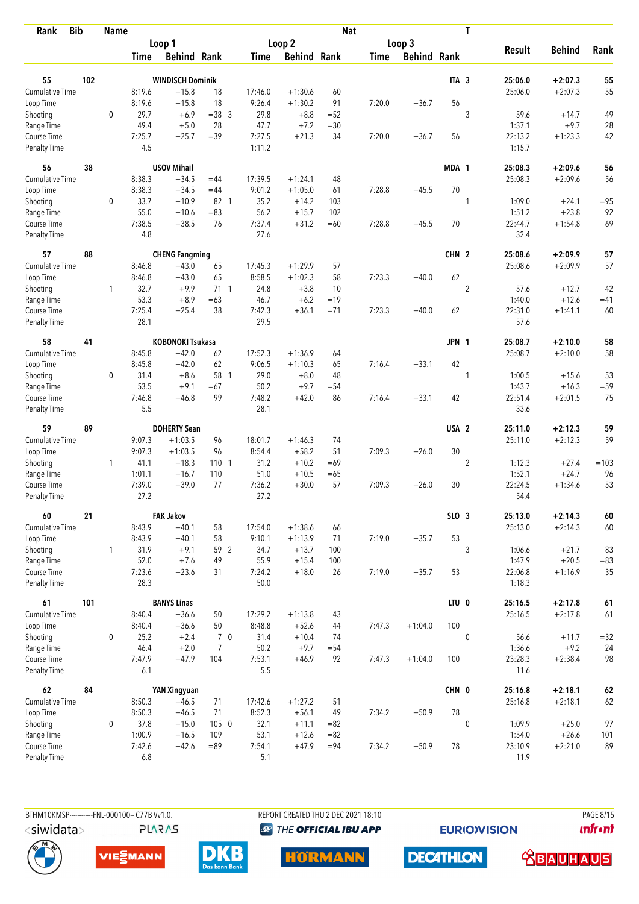| Rank | Bib | Name | | Loop 1 Time | Loop 1 Behind | Loop 1 Rank | Loop 2 Time | Loop 2 Behind | Loop 2 Rank | Loop 3 Time | Loop 3 Behind | Loop 3 Rank | Nat | T | Result | Behind | Rank |
|---|---|---|---|---|---|---|---|---|---|---|---|---|---|---|---|---|---|
| 55 | 102 | WINDISCH Dominik | | | | | | | | | | | ITA | 3 | 25:06.0 | +2:07.3 | 55 |
| | | Cumulative Time | | 8:19.6 | +15.8 | 18 | 17:46.0 | +1:30.6 | 60 | | | | | | 25:06.0 | +2:07.3 | 55 |
| | | Loop Time | | 8:19.6 | +15.8 | 18 | 9:26.4 | +1:30.2 | 91 | 7:20.0 | +36.7 | 56 | | | | | |
| | | Shooting | 0 | 29.7 | +6.9 | =38 3 | 29.8 | +8.8 | =52 | | | | | 3 | 59.6 | +14.7 | 49 |
| | | Range Time | | 49.4 | +5.0 | 28 | 47.7 | +7.2 | =30 | | | | | | 1:37.1 | +9.7 | 28 |
| | | Course Time | | 7:25.7 | +25.7 | =39 | 7:27.5 | +21.3 | 34 | 7:20.0 | +36.7 | 56 | | | 22:13.2 | +1:23.3 | 42 |
| | | Penalty Time | | 4.5 | | | 1:11.2 | | | | | | | | 1:15.7 | | |
| 56 | 38 | USOV Mihail | | | | | | | | | | | MDA | 1 | 25:08.3 | +2:09.6 | 56 |
| | | Cumulative Time | | 8:38.3 | +34.5 | =44 | 17:39.5 | +1:24.1 | 48 | | | | | | 25:08.3 | +2:09.6 | 56 |
| | | Loop Time | | 8:38.3 | +34.5 | =44 | 9:01.2 | +1:05.0 | 61 | 7:28.8 | +45.5 | 70 | | | | | |
| | | Shooting | 0 | 33.7 | +10.9 | 82 1 | 35.2 | +14.2 | 103 | | | | | 1 | 1:09.0 | +24.1 | =95 |
| | | Range Time | | 55.0 | +10.6 | =83 | 56.2 | +15.7 | 102 | | | | | | 1:51.2 | +23.8 | 92 |
| | | Course Time | | 7:38.5 | +38.5 | 76 | 7:37.4 | +31.2 | =60 | 7:28.8 | +45.5 | 70 | | | 22:44.7 | +1:54.8 | 69 |
| | | Penalty Time | | 4.8 | | | 27.6 | | | | | | | | 32.4 | | |
| 57 | 88 | CHENG Fangming | | | | | | | | | | | CHN | 2 | 25:08.6 | +2:09.9 | 57 |
| | | Cumulative Time | | 8:46.8 | +43.0 | 65 | 17:45.3 | +1:29.9 | 57 | | | | | | 25:08.6 | +2:09.9 | 57 |
| | | Loop Time | | 8:46.8 | +43.0 | 65 | 8:58.5 | +1:02.3 | 58 | 7:23.3 | +40.0 | 62 | | | | | |
| | | Shooting | 1 | 32.7 | +9.9 | 71 1 | 24.8 | +3.8 | 10 | | | | | 2 | 57.6 | +12.7 | 42 |
| | | Range Time | | 53.3 | +8.9 | =63 | 46.7 | +6.2 | =19 | | | | | | 1:40.0 | +12.6 | =41 |
| | | Course Time | | 7:25.4 | +25.4 | 38 | 7:42.3 | +36.1 | =71 | 7:23.3 | +40.0 | 62 | | | 22:31.0 | +1:41.1 | 60 |
| | | Penalty Time | | 28.1 | | | 29.5 | | | | | | | | 57.6 | | |
| 58 | 41 | KOBONOKI Tsukasa | | | | | | | | | | | JPN | 1 | 25:08.7 | +2:10.0 | 58 |
| | | Cumulative Time | | 8:45.8 | +42.0 | 62 | 17:52.3 | +1:36.9 | 64 | | | | | | 25:08.7 | +2:10.0 | 58 |
| | | Loop Time | | 8:45.8 | +42.0 | 62 | 9:06.5 | +1:10.3 | 65 | 7:16.4 | +33.1 | 42 | | | | | |
| | | Shooting | 0 | 31.4 | +8.6 | 58 1 | 29.0 | +8.0 | 48 | | | | | 1 | 1:00.5 | +15.6 | 53 |
| | | Range Time | | 53.5 | +9.1 | =67 | 50.2 | +9.7 | =54 | | | | | | 1:43.7 | +16.3 | =59 |
| | | Course Time | | 7:46.8 | +46.8 | 99 | 7:48.2 | +42.0 | 86 | 7:16.4 | +33.1 | 42 | | | 22:51.4 | +2:01.5 | 75 |
| | | Penalty Time | | 5.5 | | | 28.1 | | | | | | | | 33.6 | | |
| 59 | 89 | DOHERTY Sean | | | | | | | | | | | USA | 2 | 25:11.0 | +2:12.3 | 59 |
| | | Cumulative Time | | 9:07.3 | +1:03.5 | 96 | 18:01.7 | +1:46.3 | 74 | | | | | | 25:11.0 | +2:12.3 | 59 |
| | | Loop Time | | 9:07.3 | +1:03.5 | 96 | 8:54.4 | +58.2 | 51 | 7:09.3 | +26.0 | 30 | | | | | |
| | | Shooting | 1 | 41.1 | +18.3 | 110 1 | 31.2 | +10.2 | =69 | | | | | 2 | 1:12.3 | +27.4 | =103 |
| | | Range Time | | 1:01.1 | +16.7 | 110 | 51.0 | +10.5 | =65 | | | | | | 1:52.1 | +24.7 | 96 |
| | | Course Time | | 7:39.0 | +39.0 | 77 | 7:36.2 | +30.0 | 57 | 7:09.3 | +26.0 | 30 | | | 22:24.5 | +1:34.6 | 53 |
| | | Penalty Time | | 27.2 | | | 27.2 | | | | | | | | 54.4 | | |
| 60 | 21 | FAK Jakov | | | | | | | | | | | SLO | 3 | 25:13.0 | +2:14.3 | 60 |
| | | Cumulative Time | | 8:43.9 | +40.1 | 58 | 17:54.0 | +1:38.6 | 66 | | | | | | 25:13.0 | +2:14.3 | 60 |
| | | Loop Time | | 8:43.9 | +40.1 | 58 | 9:10.1 | +1:13.9 | 71 | 7:19.0 | +35.7 | 53 | | | | | |
| | | Shooting | 1 | 31.9 | +9.1 | 59 2 | 34.7 | +13.7 | 100 | | | | | 3 | 1:06.6 | +21.7 | 83 |
| | | Range Time | | 52.0 | +7.6 | 49 | 55.9 | +15.4 | 100 | | | | | | 1:47.9 | +20.5 | =83 |
| | | Course Time | | 7:23.6 | +23.6 | 31 | 7:24.2 | +18.0 | 26 | 7:19.0 | +35.7 | 53 | | | 22:06.8 | +1:16.9 | 35 |
| | | Penalty Time | | 28.3 | | | 50.0 | | | | | | | | 1:18.3 | | |
| 61 | 101 | BANYS Linas | | | | | | | | | | | LTU | 0 | 25:16.5 | +2:17.8 | 61 |
| | | Cumulative Time | | 8:40.4 | +36.6 | 50 | 17:29.2 | +1:13.8 | 43 | | | | | | 25:16.5 | +2:17.8 | 61 |
| | | Loop Time | | 8:40.4 | +36.6 | 50 | 8:48.8 | +52.6 | 44 | 7:47.3 | +1:04.0 | 100 | | | | | |
| | | Shooting | 0 | 25.2 | +2.4 | 7 0 | 31.4 | +10.4 | 74 | | | | | 0 | 56.6 | +11.7 | =32 |
| | | Range Time | | 46.4 | +2.0 | 7 | 50.2 | +9.7 | =54 | | | | | | 1:36.6 | +9.2 | 24 |
| | | Course Time | | 7:47.9 | +47.9 | 104 | 7:53.1 | +46.9 | 92 | 7:47.3 | +1:04.0 | 100 | | | 23:28.3 | +2:38.4 | 98 |
| | | Penalty Time | | 6.1 | | | 5.5 | | | | | | | | 11.6 | | |
| 62 | 84 | YAN Xingyuan | | | | | | | | | | | CHN | 0 | 25:16.8 | +2:18.1 | 62 |
| | | Cumulative Time | | 8:50.3 | +46.5 | 71 | 17:42.6 | +1:27.2 | 51 | | | | | | 25:16.8 | +2:18.1 | 62 |
| | | Loop Time | | 8:50.3 | +46.5 | 71 | 8:52.3 | +56.1 | 49 | 7:34.2 | +50.9 | 78 | | | | | |
| | | Shooting | 0 | 37.8 | +15.0 | 105 0 | 32.1 | +11.1 | =82 | | | | | 0 | 1:09.9 | +25.0 | 97 |
| | | Range Time | | 1:00.9 | +16.5 | 109 | 53.1 | +12.6 | =82 | | | | | | 1:54.0 | +26.6 | 101 |
| | | Course Time | | 7:42.6 | +42.6 | =89 | 7:54.1 | +47.9 | =94 | 7:34.2 | +50.9 | 78 | | | 23:10.9 | +2:21.0 | 89 |
| | | Penalty Time | | 6.8 | | | 5.1 | | | | | | | | 11.9 | | |

BTHM10KMSP-----------FNL-000100-- C77B Vv1.0. REPORT CREATED THU 2 DEC 2021 18:10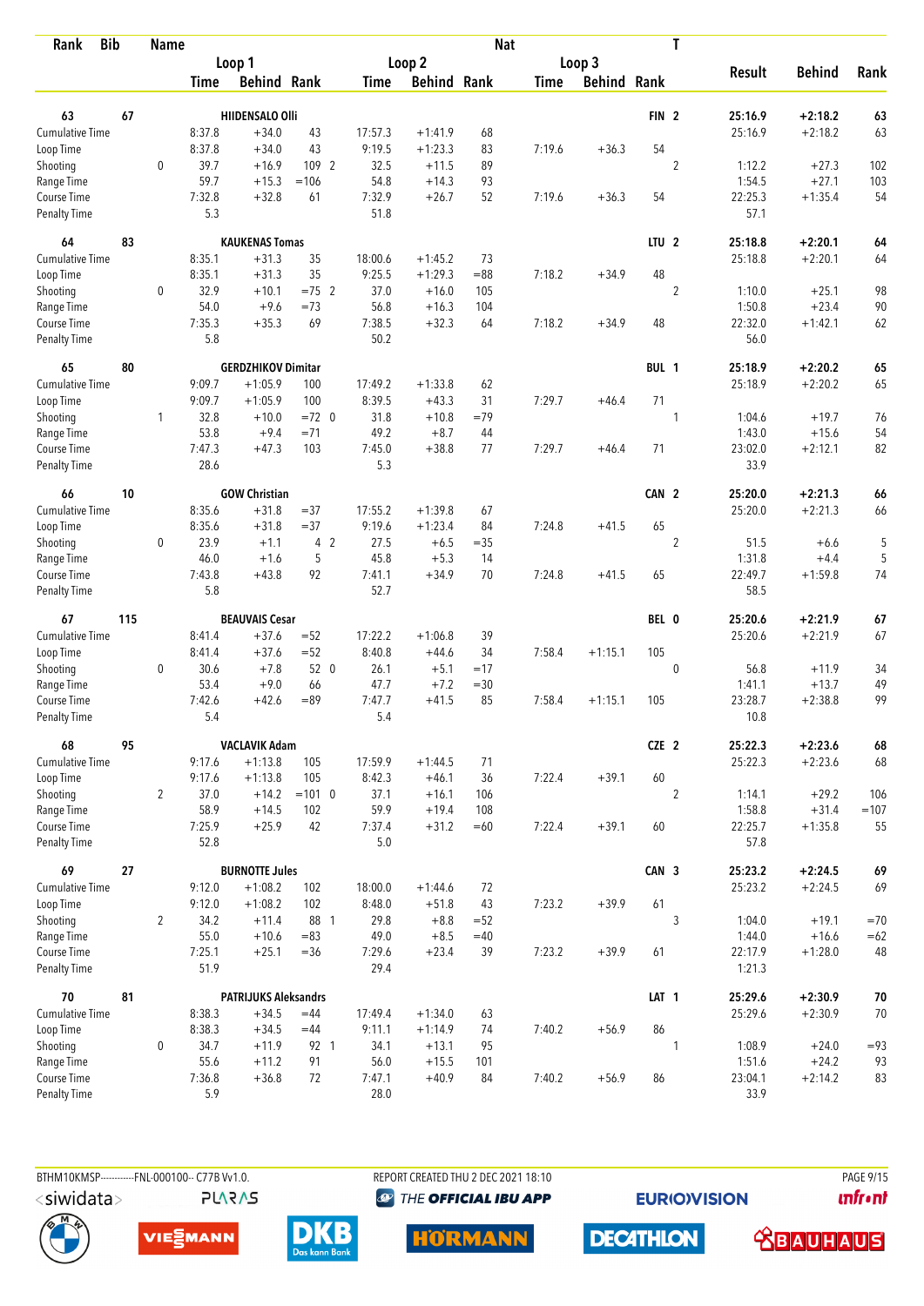| Rank | Bib | Name |  | Loop 1 |  |  | Loop 2 |  |  | Nat Loop 3 |  |  | T | Result | Behind | Rank |
|---|---|---|---|---|---|---|---|---|---|---|---|---|---|---|---|---|
|  |  |  |  | Time | Behind | Rank | Time | Behind | Rank | Time | Behind | Rank |  |  |  |  |
| 63 | 67 | HIIDENSALO Olli |  |  |  |  |  |  |  |  |  | FIN | 2 | 25:16.9 | +2:18.2 | 63 |
| Cumulative Time |  |  |  | 8:37.8 | +34.0 | 43 | 17:57.3 | +1:41.9 | 68 |  |  |  |  | 25:16.9 | +2:18.2 | 63 |
| Loop Time |  |  |  | 8:37.8 | +34.0 | 43 | 9:19.5 | +1:23.3 | 83 | 7:19.6 | +36.3 | 54 |  |  |  |  |
| Shooting |  |  | 0 | 39.7 | +16.9 | 109 2 | 32.5 | +11.5 | 89 |  |  |  | 2 | 1:12.2 | +27.3 | 102 |
| Range Time |  |  |  | 59.7 | +15.3 | =106 | 54.8 | +14.3 | 93 |  |  |  |  | 1:54.5 | +27.1 | 103 |
| Course Time |  |  |  | 7:32.8 | +32.8 | 61 | 7:32.9 | +26.7 | 52 | 7:19.6 | +36.3 | 54 |  | 22:25.3 | +1:35.4 | 54 |
| Penalty Time |  |  |  | 5.3 |  |  | 51.8 |  |  |  |  |  |  | 57.1 |  |  |
| 64 | 83 | KAUKENAS Tomas |  |  |  |  |  |  |  |  |  | LTU | 2 | 25:18.8 | +2:20.1 | 64 |
| Cumulative Time |  |  |  | 8:35.1 | +31.3 | 35 | 18:00.6 | +1:45.2 | 73 |  |  |  |  | 25:18.8 | +2:20.1 | 64 |
| Loop Time |  |  |  | 8:35.1 | +31.3 | 35 | 9:25.5 | +1:29.3 | =88 | 7:18.2 | +34.9 | 48 |  |  |  |  |
| Shooting |  |  | 0 | 32.9 | +10.1 | =75 2 | 37.0 | +16.0 | 105 |  |  |  | 2 | 1:10.0 | +25.1 | 98 |
| Range Time |  |  |  | 54.0 | +9.6 | =73 | 56.8 | +16.3 | 104 |  |  |  |  | 1:50.8 | +23.4 | 90 |
| Course Time |  |  |  | 7:35.3 | +35.3 | 69 | 7:38.5 | +32.3 | 64 | 7:18.2 | +34.9 | 48 |  | 22:32.0 | +1:42.1 | 62 |
| Penalty Time |  |  |  | 5.8 |  |  | 50.2 |  |  |  |  |  |  | 56.0 |  |  |
| 65 | 80 | GERDZHIKOV Dimitar |  |  |  |  |  |  |  |  |  | BUL | 1 | 25:18.9 | +2:20.2 | 65 |
| Cumulative Time |  |  |  | 9:09.7 | +1:05.9 | 100 | 17:49.2 | +1:33.8 | 62 |  |  |  |  | 25:18.9 | +2:20.2 | 65 |
| Loop Time |  |  |  | 9:09.7 | +1:05.9 | 100 | 8:39.5 | +43.3 | 31 | 7:29.7 | +46.4 | 71 |  |  |  |  |
| Shooting |  |  | 1 | 32.8 | +10.0 | =72 0 | 31.8 | +10.8 | =79 |  |  |  | 1 | 1:04.6 | +19.7 | 76 |
| Range Time |  |  |  | 53.8 | +9.4 | =71 | 49.2 | +8.7 | 44 |  |  |  |  | 1:43.0 | +15.6 | 54 |
| Course Time |  |  |  | 7:47.3 | +47.3 | 103 | 7:45.0 | +38.8 | 77 | 7:29.7 | +46.4 | 71 |  | 23:02.0 | +2:12.1 | 82 |
| Penalty Time |  |  |  | 28.6 |  |  | 5.3 |  |  |  |  |  |  | 33.9 |  |  |
| 66 | 10 | GOW Christian |  |  |  |  |  |  |  |  |  | CAN | 2 | 25:20.0 | +2:21.3 | 66 |
| Cumulative Time |  |  |  | 8:35.6 | +31.8 | =37 | 17:55.2 | +1:39.8 | 67 |  |  |  |  | 25:20.0 | +2:21.3 | 66 |
| Loop Time |  |  |  | 8:35.6 | +31.8 | =37 | 9:19.6 | +1:23.4 | 84 | 7:24.8 | +41.5 | 65 |  |  |  |  |
| Shooting |  |  | 0 | 23.9 | +1.1 | 4 2 | 27.5 | +6.5 | =35 |  |  |  | 2 | 51.5 | +6.6 | 5 |
| Range Time |  |  |  | 46.0 | +1.6 | 5 | 45.8 | +5.3 | 14 |  |  |  |  | 1:31.8 | +4.4 | 5 |
| Course Time |  |  |  | 7:43.8 | +43.8 | 92 | 7:41.1 | +34.9 | 70 | 7:24.8 | +41.5 | 65 |  | 22:49.7 | +1:59.8 | 74 |
| Penalty Time |  |  |  | 5.8 |  |  | 52.7 |  |  |  |  |  |  | 58.5 |  |  |
| 67 | 115 | BEAUVAIS Cesar |  |  |  |  |  |  |  |  |  | BEL | 0 | 25:20.6 | +2:21.9 | 67 |
| Cumulative Time |  |  |  | 8:41.4 | +37.6 | =52 | 17:22.2 | +1:06.8 | 39 |  |  |  |  | 25:20.6 | +2:21.9 | 67 |
| Loop Time |  |  |  | 8:41.4 | +37.6 | =52 | 8:40.8 | +44.6 | 34 | 7:58.4 | +1:15.1 | 105 |  |  |  |  |
| Shooting |  |  | 0 | 30.6 | +7.8 | 52 0 | 26.1 | +5.1 | =17 |  |  |  | 0 | 56.8 | +11.9 | 34 |
| Range Time |  |  |  | 53.4 | +9.0 | 66 | 47.7 | +7.2 | =30 |  |  |  |  | 1:41.1 | +13.7 | 49 |
| Course Time |  |  |  | 7:42.6 | +42.6 | =89 | 7:47.7 | +41.5 | 85 | 7:58.4 | +1:15.1 | 105 |  | 23:28.7 | +2:38.8 | 99 |
| Penalty Time |  |  |  | 5.4 |  |  | 5.4 |  |  |  |  |  |  | 10.8 |  |  |
| 68 | 95 | VACLAVIK Adam |  |  |  |  |  |  |  |  |  | CZE | 2 | 25:22.3 | +2:23.6 | 68 |
| Cumulative Time |  |  |  | 9:17.6 | +1:13.8 | 105 | 17:59.9 | +1:44.5 | 71 |  |  |  |  | 25:22.3 | +2:23.6 | 68 |
| Loop Time |  |  |  | 9:17.6 | +1:13.8 | 105 | 8:42.3 | +46.1 | 36 | 7:22.4 | +39.1 | 60 |  |  |  |  |
| Shooting |  |  | 2 | 37.0 | +14.2 | =101 0 | 37.1 | +16.1 | 106 |  |  |  | 2 | 1:14.1 | +29.2 | 106 |
| Range Time |  |  |  | 58.9 | +14.5 | 102 | 59.9 | +19.4 | 108 |  |  |  |  | 1:58.8 | +31.4 | =107 |
| Course Time |  |  |  | 7:25.9 | +25.9 | 42 | 7:37.4 | +31.2 | =60 | 7:22.4 | +39.1 | 60 |  | 22:25.7 | +1:35.8 | 55 |
| Penalty Time |  |  |  | 52.8 |  |  | 5.0 |  |  |  |  |  |  | 57.8 |  |  |
| 69 | 27 | BURNOTTE Jules |  |  |  |  |  |  |  |  |  | CAN | 3 | 25:23.2 | +2:24.5 | 69 |
| Cumulative Time |  |  |  | 9:12.0 | +1:08.2 | 102 | 18:00.0 | +1:44.6 | 72 |  |  |  |  | 25:23.2 | +2:24.5 | 69 |
| Loop Time |  |  |  | 9:12.0 | +1:08.2 | 102 | 8:48.0 | +51.8 | 43 | 7:23.2 | +39.9 | 61 |  |  |  |  |
| Shooting |  |  | 2 | 34.2 | +11.4 | 88 1 | 29.8 | +8.8 | =52 |  |  |  | 3 | 1:04.0 | +19.1 | =70 |
| Range Time |  |  |  | 55.0 | +10.6 | =83 | 49.0 | +8.5 | =40 |  |  |  |  | 1:44.0 | +16.6 | =62 |
| Course Time |  |  |  | 7:25.1 | +25.1 | =36 | 7:29.6 | +23.4 | 39 | 7:23.2 | +39.9 | 61 |  | 22:17.9 | +1:28.0 | 48 |
| Penalty Time |  |  |  | 51.9 |  |  | 29.4 |  |  |  |  |  |  | 1:21.3 |  |  |
| 70 | 81 | PATRIJUKS Aleksandrs |  |  |  |  |  |  |  |  |  | LAT | 1 | 25:29.6 | +2:30.9 | 70 |
| Cumulative Time |  |  |  | 8:38.3 | +34.5 | =44 | 17:49.4 | +1:34.0 | 63 |  |  |  |  | 25:29.6 | +2:30.9 | 70 |
| Loop Time |  |  |  | 8:38.3 | +34.5 | =44 | 9:11.1 | +1:14.9 | 74 | 7:40.2 | +56.9 | 86 |  |  |  |  |
| Shooting |  |  | 0 | 34.7 | +11.9 | 92 1 | 34.1 | +13.1 | 95 |  |  |  | 1 | 1:08.9 | +24.0 | =93 |
| Range Time |  |  |  | 55.6 | +11.2 | 91 | 56.0 | +15.5 | 101 |  |  |  |  | 1:51.6 | +24.2 | 93 |
| Course Time |  |  |  | 7:36.8 | +36.8 | 72 | 7:47.1 | +40.9 | 84 | 7:40.2 | +56.9 | 86 |  | 23:04.1 | +2:14.2 | 83 |
| Penalty Time |  |  |  | 5.9 |  |  | 28.0 |  |  |  |  |  |  | 33.9 |  |  |

BTHM10KMSP-----------FNL-000100-- C77B Vv1.0. REPORT CREATED THU 2 DEC 2021 18:10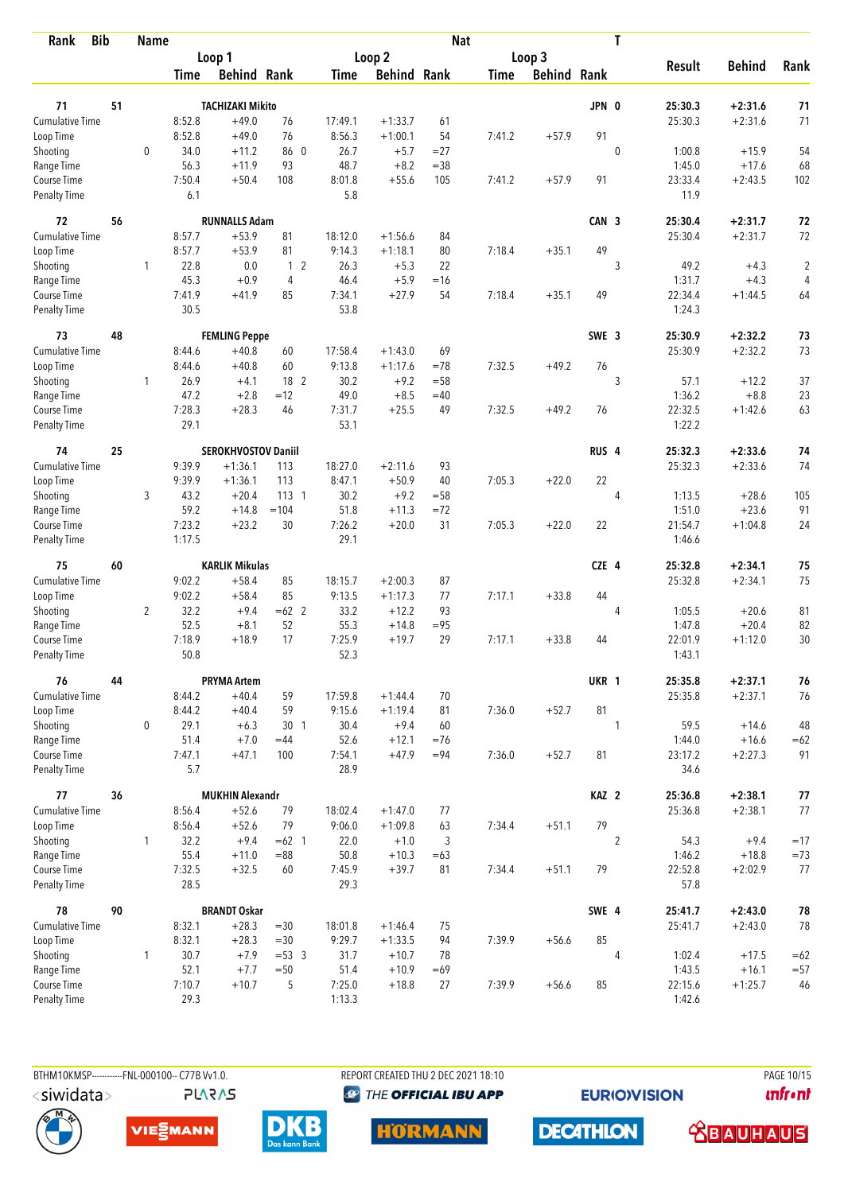| Rank | Bib | | Name | | | | | | Nat | | | | T | | | |
|---|---|---|---|---|---|---|---|---|---|---|---|---|---|---|---|---|
| | | | Loop 1 | | | Loop 2 | | | Loop 3 | | | | | Result | Behind | Rank |
| | | | Time | Behind | Rank | Time | Behind | Rank | Time | Behind | Rank | | | | | |
| **71** | **51** | | **TACHIZAKI Mikito** | | | | | | | | | **JPN** | **0** | **25:30.3** | **+2:31.6** | **71** |
| Cumulative Time | | | 8:52.8 | +49.0 | 76 | 17:49.1 | +1:33.7 | 61 | | | | | | 25:30.3 | +2:31.6 | 71 |
| Loop Time | | | 8:52.8 | +49.0 | 76 | 8:56.3 | +1:00.1 | 54 | 7:41.2 | +57.9 | 91 | | | | | |
| Shooting | | 0 | 34.0 | +11.2 | 86 0 | 26.7 | +5.7 | =27 | | | | | 0 | 1:00.8 | +15.9 | 54 |
| Range Time | | | 56.3 | +11.9 | 93 | 48.7 | +8.2 | =38 | | | | | | 1:45.0 | +17.6 | 68 |
| Course Time | | | 7:50.4 | +50.4 | 108 | 8:01.8 | +55.6 | 105 | 7:41.2 | +57.9 | 91 | | | 23:33.4 | +2:43.5 | 102 |
| Penalty Time | | | 6.1 | | | 5.8 | | | | | | | | 11.9 | | |
| **72** | **56** | | **RUNNALLS Adam** | | | | | | | | | **CAN** | **3** | **25:30.4** | **+2:31.7** | **72** |
| Cumulative Time | | | 8:57.7 | +53.9 | 81 | 18:12.0 | +1:56.6 | 84 | | | | | | 25:30.4 | +2:31.7 | 72 |
| Loop Time | | | 8:57.7 | +53.9 | 81 | 9:14.3 | +1:18.1 | 80 | 7:18.4 | +35.1 | 49 | | | | | |
| Shooting | | 1 | 22.8 | 0.0 | 1 2 | 26.3 | +5.3 | 22 | | | | | 3 | 49.2 | +4.3 | 2 |
| Range Time | | | 45.3 | +0.9 | 4 | 46.4 | +5.9 | =16 | | | | | | 1:31.7 | +4.3 | 4 |
| Course Time | | | 7:41.9 | +41.9 | 85 | 7:34.1 | +27.9 | 54 | 7:18.4 | +35.1 | 49 | | | 22:34.4 | +1:44.5 | 64 |
| Penalty Time | | | 30.5 | | | 53.8 | | | | | | | | 1:24.3 | | |
| **73** | **48** | | **FEMLING Peppe** | | | | | | | | | **SWE** | **3** | **25:30.9** | **+2:32.2** | **73** |
| Cumulative Time | | | 8:44.6 | +40.8 | 60 | 17:58.4 | +1:43.0 | 69 | | | | | | 25:30.9 | +2:32.2 | 73 |
| Loop Time | | | 8:44.6 | +40.8 | 60 | 9:13.8 | +1:17.6 | =78 | 7:32.5 | +49.2 | 76 | | | | | |
| Shooting | | 1 | 26.9 | +4.1 | 18 2 | 30.2 | +9.2 | =58 | | | | | 3 | 57.1 | +12.2 | 37 |
| Range Time | | | 47.2 | +2.8 | =12 | 49.0 | +8.5 | =40 | | | | | | 1:36.2 | +8.8 | 23 |
| Course Time | | | 7:28.3 | +28.3 | 46 | 7:31.7 | +25.5 | 49 | 7:32.5 | +49.2 | 76 | | | 22:32.5 | +1:42.6 | 63 |
| Penalty Time | | | 29.1 | | | 53.1 | | | | | | | | 1:22.2 | | |
| **74** | **25** | | **SEROKHVOSTOV Daniil** | | | | | | | | | **RUS** | **4** | **25:32.3** | **+2:33.6** | **74** |
| Cumulative Time | | | 9:39.9 | +1:36.1 | 113 | 18:27.0 | +2:11.6 | 93 | | | | | | 25:32.3 | +2:33.6 | 74 |
| Loop Time | | | 9:39.9 | +1:36.1 | 113 | 8:47.1 | +50.9 | 40 | 7:05.3 | +22.0 | 22 | | | | | |
| Shooting | | 3 | 43.2 | +20.4 | 113 1 | 30.2 | +9.2 | =58 | | | | | 4 | 1:13.5 | +28.6 | 105 |
| Range Time | | | 59.2 | +14.8 | =104 | 51.8 | +11.3 | =72 | | | | | | 1:51.0 | +23.6 | 91 |
| Course Time | | | 7:23.2 | +23.2 | 30 | 7:26.2 | +20.0 | 31 | 7:05.3 | +22.0 | 22 | | | 21:54.7 | +1:04.8 | 24 |
| Penalty Time | | | 1:17.5 | | | 29.1 | | | | | | | | 1:46.6 | | |
| **75** | **60** | | **KARLIK Mikulas** | | | | | | | | | **CZE** | **4** | **25:32.8** | **+2:34.1** | **75** |
| Cumulative Time | | | 9:02.2 | +58.4 | 85 | 18:15.7 | +2:00.3 | 87 | | | | | | 25:32.8 | +2:34.1 | 75 |
| Loop Time | | | 9:02.2 | +58.4 | 85 | 9:13.5 | +1:17.3 | 77 | 7:17.1 | +33.8 | 44 | | | | | |
| Shooting | | 2 | 32.2 | +9.4 | =62 2 | 33.2 | +12.2 | 93 | | | | | 4 | 1:05.5 | +20.6 | 81 |
| Range Time | | | 52.5 | +8.1 | 52 | 55.3 | +14.8 | =95 | | | | | | 1:47.8 | +20.4 | 82 |
| Course Time | | | 7:18.9 | +18.9 | 17 | 7:25.9 | +19.7 | 29 | 7:17.1 | +33.8 | 44 | | | 22:01.9 | +1:12.0 | 30 |
| Penalty Time | | | 50.8 | | | 52.3 | | | | | | | | 1:43.1 | | |
| **76** | **44** | | **PRYMA Artem** | | | | | | | | | **UKR** | **1** | **25:35.8** | **+2:37.1** | **76** |
| Cumulative Time | | | 8:44.2 | +40.4 | 59 | 17:59.8 | +1:44.4 | 70 | | | | | | 25:35.8 | +2:37.1 | 76 |
| Loop Time | | | 8:44.2 | +40.4 | 59 | 9:15.6 | +1:19.4 | 81 | 7:36.0 | +52.7 | 81 | | | | | |
| Shooting | | 0 | 29.1 | +6.3 | 30 1 | 30.4 | +9.4 | 60 | | | | | 1 | 59.5 | +14.6 | 48 |
| Range Time | | | 51.4 | +7.0 | =44 | 52.6 | +12.1 | =76 | | | | | | 1:44.0 | +16.6 | =62 |
| Course Time | | | 7:47.1 | +47.1 | 100 | 7:54.1 | +47.9 | =94 | 7:36.0 | +52.7 | 81 | | | 23:17.2 | +2:27.3 | 91 |
| Penalty Time | | | 5.7 | | | 28.9 | | | | | | | | 34.6 | | |
| **77** | **36** | | **MUKHIN Alexandr** | | | | | | | | | **KAZ** | **2** | **25:36.8** | **+2:38.1** | **77** |
| Cumulative Time | | | 8:56.4 | +52.6 | 79 | 18:02.4 | +1:47.0 | 77 | | | | | | 25:36.8 | +2:38.1 | 77 |
| Loop Time | | | 8:56.4 | +52.6 | 79 | 9:06.0 | +1:09.8 | 63 | 7:34.4 | +51.1 | 79 | | | | | |
| Shooting | | 1 | 32.2 | +9.4 | =62 1 | 22.0 | +1.0 | 3 | | | | | 2 | 54.3 | +9.4 | =17 |
| Range Time | | | 55.4 | +11.0 | =88 | 50.8 | +10.3 | =63 | | | | | | 1:46.2 | +18.8 | =73 |
| Course Time | | | 7:32.5 | +32.5 | 60 | 7:45.9 | +39.7 | 81 | 7:34.4 | +51.1 | 79 | | | 22:52.8 | +2:02.9 | 77 |
| Penalty Time | | | 28.5 | | | 29.3 | | | | | | | | 57.8 | | |
| **78** | **90** | | **BRANDT Oskar** | | | | | | | | | **SWE** | **4** | **25:41.7** | **+2:43.0** | **78** |
| Cumulative Time | | | 8:32.1 | +28.3 | =30 | 18:01.8 | +1:46.4 | 75 | | | | | | 25:41.7 | +2:43.0 | 78 |
| Loop Time | | | 8:32.1 | +28.3 | =30 | 9:29.7 | +1:33.5 | 94 | 7:39.9 | +56.6 | 85 | | | | | |
| Shooting | | 1 | 30.7 | +7.9 | =53 3 | 31.7 | +10.7 | 78 | | | | | 4 | 1:02.4 | +17.5 | =62 |
| Range Time | | | 52.1 | +7.7 | =50 | 51.4 | +10.9 | =69 | | | | | | 1:43.5 | +16.1 | =57 |
| Course Time | | | 7:10.7 | +10.7 | 5 | 7:25.0 | +18.8 | 27 | 7:39.9 | +56.6 | 85 | | | 22:15.6 | +1:25.7 | 46 |
| Penalty Time | | | 29.3 | | | 1:13.3 | | | | | | | | 1:42.6 | | |

BTHM10KMSP-----------FNL-000100-- C77B Vv1.0. REPORT CREATED THU 2 DEC 2021 18:10 PAGE 10/15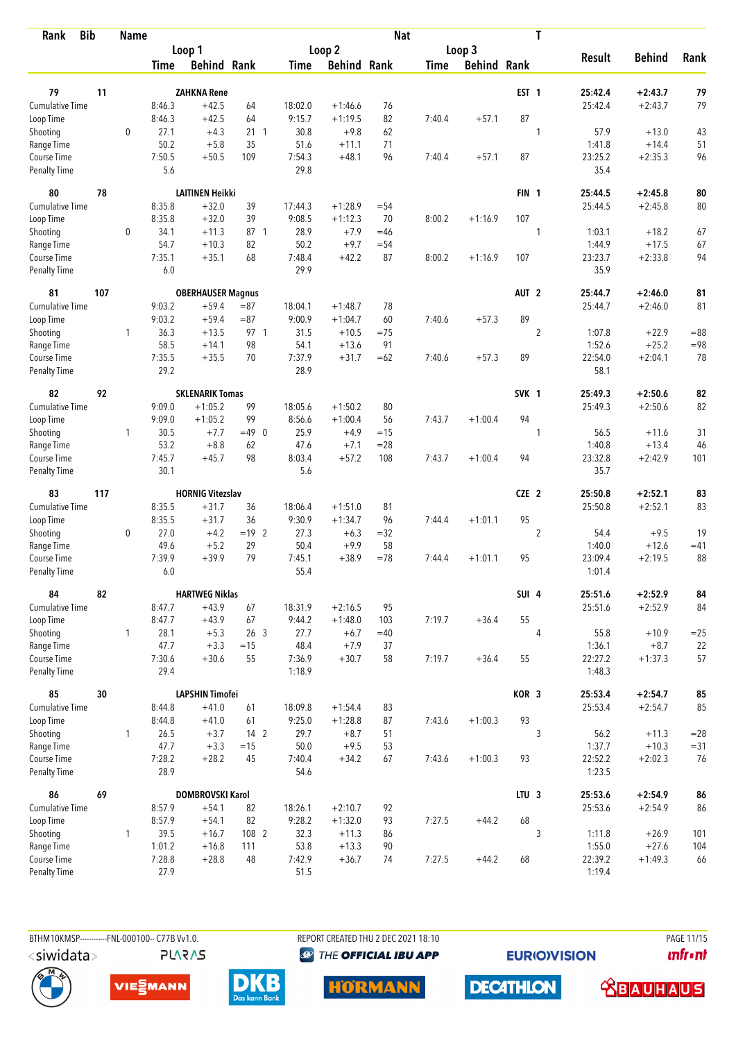| Rank | Bib | Name | | Loop 1 | | | Loop 2 | | | Loop 3 | | | Nat | T | Result | Behind | Rank |
|---|---|---|---|---|---|---|---|---|---|---|---|---|---|---|---|---|---|
| | | | | Time | Behind | Rank | Time | Behind | Rank | Time | Behind | Rank | | | | | |
| 79 | 11 | ZAHKNA Rene | | | | | | | | | | | EST | 1 | 25:42.4 | +2:43.7 | 79 |
| Cumulative Time | | | | 8:46.3 | +42.5 | 64 | 18:02.0 | +1:46.6 | 76 | | | | | | 25:42.4 | +2:43.7 | 79 |
| Loop Time | | | | 8:46.3 | +42.5 | 64 | 9:15.7 | +1:19.5 | 82 | 7:40.4 | +57.1 | 87 | | | | | |
| Shooting | | | 0 | 27.1 | +4.3 | 21 1 | 30.8 | +9.8 | 62 | | | | | 1 | 57.9 | +13.0 | 43 |
| Range Time | | | | 50.2 | +5.8 | 35 | 51.6 | +11.1 | 71 | | | | | | 1:41.8 | +14.4 | 51 |
| Course Time | | | | 7:50.5 | +50.5 | 109 | 7:54.3 | +48.1 | 96 | 7:40.4 | +57.1 | 87 | | | 23:25.2 | +2:35.3 | 96 |
| Penalty Time | | | | 5.6 | | | 29.8 | | | | | | | | 35.4 | | |
| 80 | 78 | LAITINEN Heikki | | | | | | | | | | | FIN | 1 | 25:44.5 | +2:45.8 | 80 |
| Cumulative Time | | | | 8:35.8 | +32.0 | 39 | 17:44.3 | +1:28.9 | =54 | | | | | | 25:44.5 | +2:45.8 | 80 |
| Loop Time | | | | 8:35.8 | +32.0 | 39 | 9:08.5 | +1:12.3 | 70 | 8:00.2 | +1:16.9 | 107 | | | | | |
| Shooting | | | 0 | 34.1 | +11.3 | 87 1 | 28.9 | +7.9 | =46 | | | | | 1 | 1:03.1 | +18.2 | 67 |
| Range Time | | | | 54.7 | +10.3 | 82 | 50.2 | +9.7 | =54 | | | | | | 1:44.9 | +17.5 | 67 |
| Course Time | | | | 7:35.1 | +35.1 | 68 | 7:48.4 | +42.2 | 87 | 8:00.2 | +1:16.9 | 107 | | | 23:23.7 | +2:33.8 | 94 |
| Penalty Time | | | | 6.0 | | | 29.9 | | | | | | | | 35.9 | | |
| 81 | 107 | OBERHAUSER Magnus | | | | | | | | | | | AUT | 2 | 25:44.7 | +2:46.0 | 81 |
| Cumulative Time | | | | 9:03.2 | +59.4 | =87 | 18:04.1 | +1:48.7 | 78 | | | | | | 25:44.7 | +2:46.0 | 81 |
| Loop Time | | | | 9:03.2 | +59.4 | =87 | 9:00.9 | +1:04.7 | 60 | 7:40.6 | +57.3 | 89 | | | | | |
| Shooting | | | 1 | 36.3 | +13.5 | 97 1 | 31.5 | +10.5 | =75 | | | | | 2 | 1:07.8 | +22.9 | =88 |
| Range Time | | | | 58.5 | +14.1 | 98 | 54.1 | +13.6 | 91 | | | | | | 1:52.6 | +25.2 | =98 |
| Course Time | | | | 7:35.5 | +35.5 | 70 | 7:37.9 | +31.7 | =62 | 7:40.6 | +57.3 | 89 | | | 22:54.0 | +2:04.1 | 78 |
| Penalty Time | | | | 29.2 | | | 28.9 | | | | | | | | 58.1 | | |
| 82 | 92 | SKLENARIK Tomas | | | | | | | | | | | SVK | 1 | 25:49.3 | +2:50.6 | 82 |
| Cumulative Time | | | | 9:09.0 | +1:05.2 | 99 | 18:05.6 | +1:50.2 | 80 | | | | | | 25:49.3 | +2:50.6 | 82 |
| Loop Time | | | | 9:09.0 | +1:05.2 | 99 | 8:56.6 | +1:00.4 | 56 | 7:43.7 | +1:00.4 | 94 | | | | | |
| Shooting | | | 1 | 30.5 | +7.7 | =49 0 | 25.9 | +4.9 | =15 | | | | | 1 | 56.5 | +11.6 | 31 |
| Range Time | | | | 53.2 | +8.8 | 62 | 47.6 | +7.1 | =28 | | | | | | 1:40.8 | +13.4 | 46 |
| Course Time | | | | 7:45.7 | +45.7 | 98 | 8:03.4 | +57.2 | 108 | 7:43.7 | +1:00.4 | 94 | | | 23:32.8 | +2:42.9 | 101 |
| Penalty Time | | | | 30.1 | | | 5.6 | | | | | | | | 35.7 | | |
| 83 | 117 | HORNIG Vitezslav | | | | | | | | | | | CZE | 2 | 25:50.8 | +2:52.1 | 83 |
| Cumulative Time | | | | 8:35.5 | +31.7 | 36 | 18:06.4 | +1:51.0 | 81 | | | | | | 25:50.8 | +2:52.1 | 83 |
| Loop Time | | | | 8:35.5 | +31.7 | 36 | 9:30.9 | +1:34.7 | 96 | 7:44.4 | +1:01.1 | 95 | | | | | |
| Shooting | | | 0 | 27.0 | +4.2 | =19 2 | 27.3 | +6.3 | =32 | | | | | 2 | 54.4 | +9.5 | 19 |
| Range Time | | | | 49.6 | +5.2 | 29 | 50.4 | +9.9 | 58 | | | | | | 1:40.0 | +12.6 | =41 |
| Course Time | | | | 7:39.9 | +39.9 | 79 | 7:45.1 | +38.9 | =78 | 7:44.4 | +1:01.1 | 95 | | | 23:09.4 | +2:19.5 | 88 |
| Penalty Time | | | | 6.0 | | | 55.4 | | | | | | | | 1:01.4 | | |
| 84 | 82 | HARTWEG Niklas | | | | | | | | | | | SUI | 4 | 25:51.6 | +2:52.9 | 84 |
| Cumulative Time | | | | 8:47.7 | +43.9 | 67 | 18:31.9 | +2:16.5 | 95 | | | | | | 25:51.6 | +2:52.9 | 84 |
| Loop Time | | | | 8:47.7 | +43.9 | 67 | 9:44.2 | +1:48.0 | 103 | 7:19.7 | +36.4 | 55 | | | | | |
| Shooting | | | 1 | 28.1 | +5.3 | 26 3 | 27.7 | +6.7 | =40 | | | | | 4 | 55.8 | +10.9 | =25 |
| Range Time | | | | 47.7 | +3.3 | =15 | 48.4 | +7.9 | 37 | | | | | | 1:36.1 | +8.7 | 22 |
| Course Time | | | | 7:30.6 | +30.6 | 55 | 7:36.9 | +30.7 | 58 | 7:19.7 | +36.4 | 55 | | | 22:27.2 | +1:37.3 | 57 |
| Penalty Time | | | | 29.4 | | | 1:18.9 | | | | | | | | 1:48.3 | | |
| 85 | 30 | LAPSHIN Timofei | | | | | | | | | | | KOR | 3 | 25:53.4 | +2:54.7 | 85 |
| Cumulative Time | | | | 8:44.8 | +41.0 | 61 | 18:09.8 | +1:54.4 | 83 | | | | | | 25:53.4 | +2:54.7 | 85 |
| Loop Time | | | | 8:44.8 | +41.0 | 61 | 9:25.0 | +1:28.8 | 87 | 7:43.6 | +1:00.3 | 93 | | | | | |
| Shooting | | | 1 | 26.5 | +3.7 | 14 2 | 29.7 | +8.7 | 51 | | | | | 3 | 56.2 | +11.3 | =28 |
| Range Time | | | | 47.7 | +3.3 | =15 | 50.0 | +9.5 | 53 | | | | | | 1:37.7 | +10.3 | =31 |
| Course Time | | | | 7:28.2 | +28.2 | 45 | 7:40.4 | +34.2 | 67 | 7:43.6 | +1:00.3 | 93 | | | 22:52.2 | +2:02.3 | 76 |
| Penalty Time | | | | 28.9 | | | 54.6 | | | | | | | | 1:23.5 | | |
| 86 | 69 | DOMBROVSKI Karol | | | | | | | | | | | LTU | 3 | 25:53.6 | +2:54.9 | 86 |
| Cumulative Time | | | | 8:57.9 | +54.1 | 82 | 18:26.1 | +2:10.7 | 92 | | | | | | 25:53.6 | +2:54.9 | 86 |
| Loop Time | | | | 8:57.9 | +54.1 | 82 | 9:28.2 | +1:32.0 | 93 | 7:27.5 | +44.2 | 68 | | | | | |
| Shooting | | | 1 | 39.5 | +16.7 | 108 2 | 32.3 | +11.3 | 86 | | | | | 3 | 1:11.8 | +26.9 | 101 |
| Range Time | | | | 1:01.2 | +16.8 | 111 | 53.8 | +13.3 | 90 | | | | | | 1:55.0 | +27.6 | 104 |
| Course Time | | | | 7:28.8 | +28.8 | 48 | 7:42.9 | +36.7 | 74 | 7:27.5 | +44.2 | 68 | | | 22:39.2 | +1:49.3 | 66 |
| Penalty Time | | | | 27.9 | | | 51.5 | | | | | | | | 1:19.4 | | |

BTHM10KMSP-----------FNL-000100-- C77B Vv1.0. REPORT CREATED THU 2 DEC 2021 18:10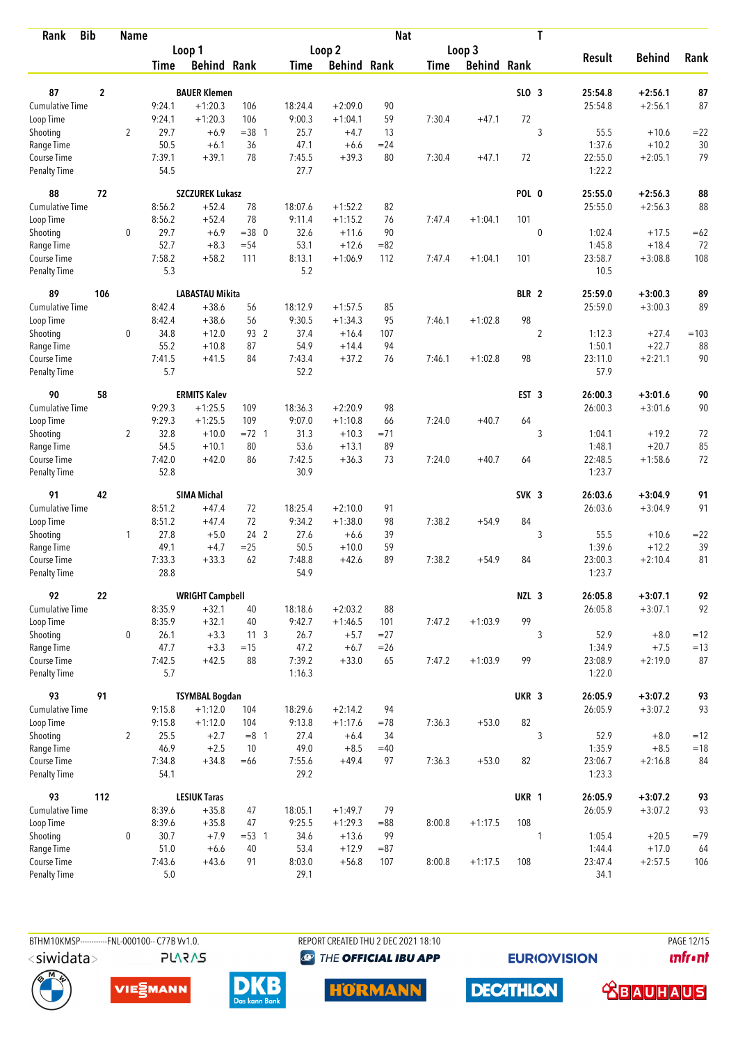| Rank | Bib | Name | | | | | | | | Nat | | T | | | |
|---|---|---|---|---|---|---|---|---|---|---|---|---|---|---|---|
| | | | Loop 1 | | | Loop 2 | | | Loop 3 | | | | Result | Behind | Rank |
| | | | Time | Behind | Rank | Time | Behind | Rank | Time | Behind | Rank | | | | |
| 87 | 2 | BAUER Klemen | | | | | | | | | SLO | 3 | 25:54.8 | +2:56.1 | 87 |
| Cumulative Time | | | 9:24.1 | +1:20.3 | 106 | 18:24.4 | +2:09.0 | 90 | | | | | 25:54.8 | +2:56.1 | 87 |
| Loop Time | | | 9:24.1 | +1:20.3 | 106 | 9:00.3 | +1:04.1 | 59 | 7:30.4 | +47.1 | 72 | | | | |
| Shooting | | 2 | 29.7 | +6.9 | =38 1 | 25.7 | +4.7 | 13 | | | | 3 | 55.5 | +10.6 | =22 |
| Range Time | | | 50.5 | +6.1 | 36 | 47.1 | +6.6 | =24 | | | | | 1:37.6 | +10.2 | 30 |
| Course Time | | | 7:39.1 | +39.1 | 78 | 7:45.5 | +39.3 | 80 | 7:30.4 | +47.1 | 72 | | 22:55.0 | +2:05.1 | 79 |
| Penalty Time | | | 54.5 | | | 27.7 | | | | | | | 1:22.2 | | |
| 88 | 72 | SZCZUREK Lukasz | | | | | | | | | POL | 0 | 25:55.0 | +2:56.3 | 88 |
| Cumulative Time | | | 8:56.2 | +52.4 | 78 | 18:07.6 | +1:52.2 | 82 | | | | | 25:55.0 | +2:56.3 | 88 |
| Loop Time | | | 8:56.2 | +52.4 | 78 | 9:11.4 | +1:15.2 | 76 | 7:47.4 | +1:04.1 | 101 | | | | |
| Shooting | | 0 | 29.7 | +6.9 | =38 0 | 32.6 | +11.6 | 90 | | | | 0 | 1:02.4 | +17.5 | =62 |
| Range Time | | | 52.7 | +8.3 | =54 | 53.1 | +12.6 | =82 | | | | | 1:45.8 | +18.4 | 72 |
| Course Time | | | 7:58.2 | +58.2 | 111 | 8:13.1 | +1:06.9 | 112 | 7:47.4 | +1:04.1 | 101 | | 23:58.7 | +3:08.8 | 108 |
| Penalty Time | | | 5.3 | | | 5.2 | | | | | | | 10.5 | | |
| 89 | 106 | LABASTAU Mikita | | | | | | | | | BLR | 2 | 25:59.0 | +3:00.3 | 89 |
| Cumulative Time | | | 8:42.4 | +38.6 | 56 | 18:12.9 | +1:57.5 | 85 | | | | | 25:59.0 | +3:00.3 | 89 |
| Loop Time | | | 8:42.4 | +38.6 | 56 | 9:30.5 | +1:34.3 | 95 | 7:46.1 | +1:02.8 | 98 | | | | |
| Shooting | | 0 | 34.8 | +12.0 | 93 2 | 37.4 | +16.4 | 107 | | | | 2 | 1:12.3 | +27.4 | =103 |
| Range Time | | | 55.2 | +10.8 | 87 | 54.9 | +14.4 | 94 | | | | | 1:50.1 | +22.7 | 88 |
| Course Time | | | 7:41.5 | +41.5 | 84 | 7:43.4 | +37.2 | 76 | 7:46.1 | +1:02.8 | 98 | | 23:11.0 | +2:21.1 | 90 |
| Penalty Time | | | 5.7 | | | 52.2 | | | | | | | 57.9 | | |
| 90 | 58 | ERMITS Kalev | | | | | | | | | EST | 3 | 26:00.3 | +3:01.6 | 90 |
| Cumulative Time | | | 9:29.3 | +1:25.5 | 109 | 18:36.3 | +2:20.9 | 98 | | | | | 26:00.3 | +3:01.6 | 90 |
| Loop Time | | | 9:29.3 | +1:25.5 | 109 | 9:07.0 | +1:10.8 | 66 | 7:24.0 | +40.7 | 64 | | | | |
| Shooting | | 2 | 32.8 | +10.0 | =72 1 | 31.3 | +10.3 | =71 | | | | 3 | 1:04.1 | +19.2 | 72 |
| Range Time | | | 54.5 | +10.1 | 80 | 53.6 | +13.1 | 89 | | | | | 1:48.1 | +20.7 | 85 |
| Course Time | | | 7:42.0 | +42.0 | 86 | 7:42.5 | +36.3 | 73 | 7:24.0 | +40.7 | 64 | | 22:48.5 | +1:58.6 | 72 |
| Penalty Time | | | 52.8 | | | 30.9 | | | | | | | 1:23.7 | | |
| 91 | 42 | SIMA Michal | | | | | | | | | SVK | 3 | 26:03.6 | +3:04.9 | 91 |
| Cumulative Time | | | 8:51.2 | +47.4 | 72 | 18:25.4 | +2:10.0 | 91 | | | | | 26:03.6 | +3:04.9 | 91 |
| Loop Time | | | 8:51.2 | +47.4 | 72 | 9:34.2 | +1:38.0 | 98 | 7:38.2 | +54.9 | 84 | | | | |
| Shooting | | 1 | 27.8 | +5.0 | 24 2 | 27.6 | +6.6 | 39 | | | | 3 | 55.5 | +10.6 | =22 |
| Range Time | | | 49.1 | +4.7 | =25 | 50.5 | +10.0 | 59 | | | | | 1:39.6 | +12.2 | 39 |
| Course Time | | | 7:33.3 | +33.3 | 62 | 7:48.8 | +42.6 | 89 | 7:38.2 | +54.9 | 84 | | 23:00.3 | +2:10.4 | 81 |
| Penalty Time | | | 28.8 | | | 54.9 | | | | | | | 1:23.7 | | |
| 92 | 22 | WRIGHT Campbell | | | | | | | | | NZL | 3 | 26:05.8 | +3:07.1 | 92 |
| Cumulative Time | | | 8:35.9 | +32.1 | 40 | 18:18.6 | +2:03.2 | 88 | | | | | 26:05.8 | +3:07.1 | 92 |
| Loop Time | | | 8:35.9 | +32.1 | 40 | 9:42.7 | +1:46.5 | 101 | 7:47.2 | +1:03.9 | 99 | | | | |
| Shooting | | 0 | 26.1 | +3.3 | 11 3 | 26.7 | +5.7 | =27 | | | | 3 | 52.9 | +8.0 | =12 |
| Range Time | | | 47.7 | +3.3 | =15 | 47.2 | +6.7 | =26 | | | | | 1:34.9 | +7.5 | =13 |
| Course Time | | | 7:42.5 | +42.5 | 88 | 7:39.2 | +33.0 | 65 | 7:47.2 | +1:03.9 | 99 | | 23:08.9 | +2:19.0 | 87 |
| Penalty Time | | | 5.7 | | | 1:16.3 | | | | | | | 1:22.0 | | |
| 93 | 91 | TSYMBAL Bogdan | | | | | | | | | UKR | 3 | 26:05.9 | +3:07.2 | 93 |
| Cumulative Time | | | 9:15.8 | +1:12.0 | 104 | 18:29.6 | +2:14.2 | 94 | | | | | 26:05.9 | +3:07.2 | 93 |
| Loop Time | | | 9:15.8 | +1:12.0 | 104 | 9:13.8 | +1:17.6 | =78 | 7:36.3 | +53.0 | 82 | | | | |
| Shooting | | 2 | 25.5 | +2.7 | =8 1 | 27.4 | +6.4 | 34 | | | | 3 | 52.9 | +8.0 | =12 |
| Range Time | | | 46.9 | +2.5 | 10 | 49.0 | +8.5 | =40 | | | | | 1:35.9 | +8.5 | =18 |
| Course Time | | | 7:34.8 | +34.8 | =66 | 7:55.6 | +49.4 | 97 | 7:36.3 | +53.0 | 82 | | 23:06.7 | +2:16.8 | 84 |
| Penalty Time | | | 54.1 | | | 29.2 | | | | | | | 1:23.3 | | |
| 93 | 112 | LESIUK Taras | | | | | | | | | UKR | 1 | 26:05.9 | +3:07.2 | 93 |
| Cumulative Time | | | 8:39.6 | +35.8 | 47 | 18:05.1 | +1:49.7 | 79 | | | | | 26:05.9 | +3:07.2 | 93 |
| Loop Time | | | 8:39.6 | +35.8 | 47 | 9:25.5 | +1:29.3 | =88 | 8:00.8 | +1:17.5 | 108 | | | | |
| Shooting | | 0 | 30.7 | +7.9 | =53 1 | 34.6 | +13.6 | 99 | | | | 1 | 1:05.4 | +20.5 | =79 |
| Range Time | | | 51.0 | +6.6 | 40 | 53.4 | +12.9 | =87 | | | | | 1:44.4 | +17.0 | 64 |
| Course Time | | | 7:43.6 | +43.6 | 91 | 8:03.0 | +56.8 | 107 | 8:00.8 | +1:17.5 | 108 | | 23:47.4 | +2:57.5 | 106 |
| Penalty Time | | | 5.0 | | | 29.1 | | | | | | | 34.1 | | |

BTHM10KMSP-----------FNL-000100-- C77B Vv1.0. REPORT CREATED THU 2 DEC 2021 18:10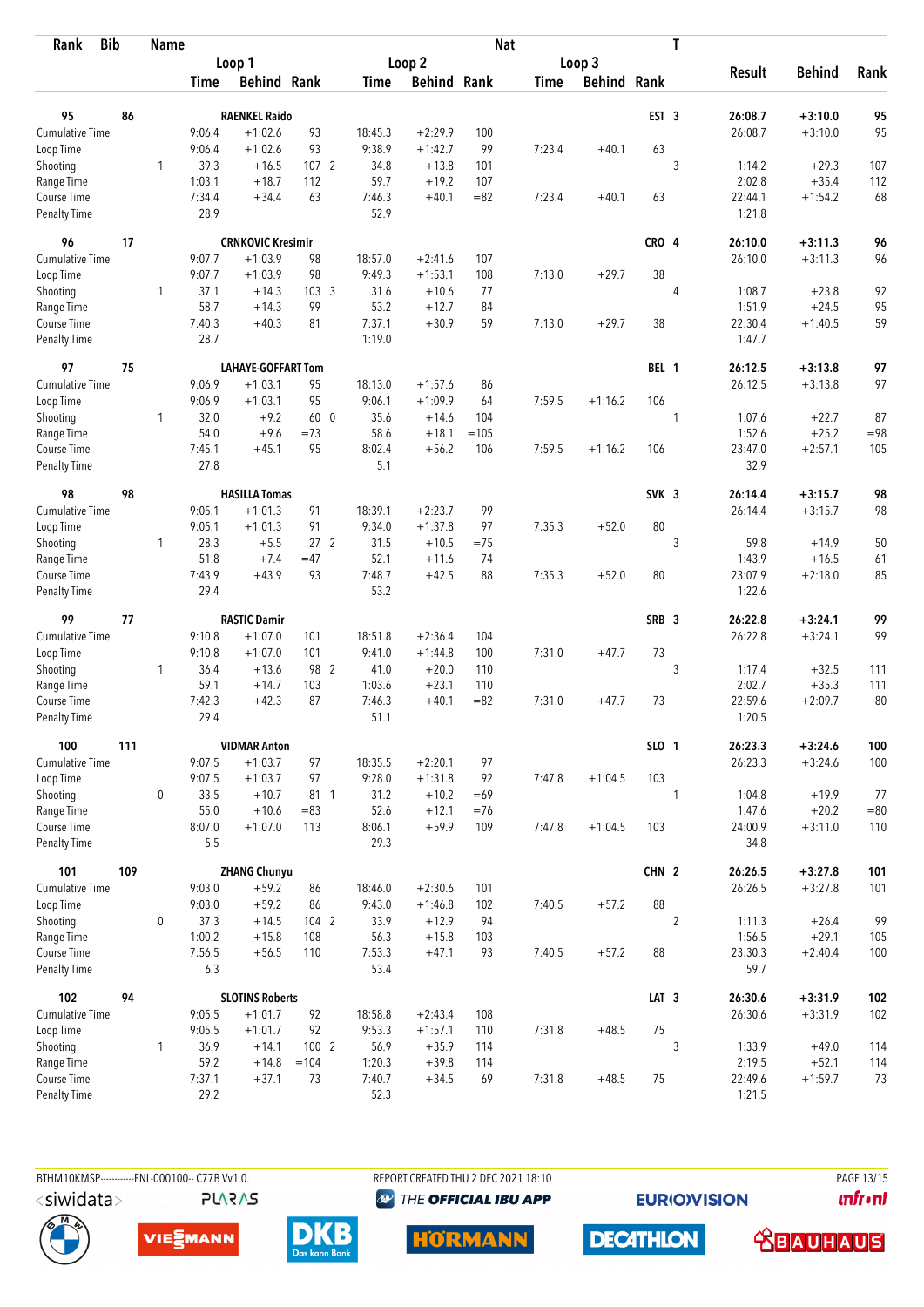| Rank | Bib | Name | | Loop 1 Time | Loop 1 Behind | Loop 1 Rank | | Loop 2 Time | Loop 2 Behind | Loop 2 Rank | Loop 3 Time | Loop 3 Behind | Loop 3 Rank | Nat | T | Result | Behind | Rank |
|---|---|---|---|---|---|---|---|---|---|---|---|---|---|---|---|---|---|---|
| 95 | 86 | RAENKEL Raido | | | | | | | | | | | | EST | 3 | 26:08.7 | +3:10.0 | 95 |
| Cumulative Time | | | | 9:06.4 | +1:02.6 | 93 | | 18:45.3 | +2:29.9 | 100 | | | | | | 26:08.7 | +3:10.0 | 95 |
| Loop Time | | | | 9:06.4 | +1:02.6 | 93 | | 9:38.9 | +1:42.7 | 99 | 7:23.4 | +40.1 | 63 | | | | | |
| Shooting | | | 1 | 39.3 | +16.5 | 107 | 2 | 34.8 | +13.8 | 101 | | | | | 3 | 1:14.2 | +29.3 | 107 |
| Range Time | | | | 1:03.1 | +18.7 | 112 | | 59.7 | +19.2 | 107 | | | | | | 2:02.8 | +35.4 | 112 |
| Course Time | | | | 7:34.4 | +34.4 | 63 | | 7:46.3 | +40.1 | =82 | 7:23.4 | +40.1 | 63 | | | 22:44.1 | +1:54.2 | 68 |
| Penalty Time | | | | 28.9 | | | | 52.9 | | | | | | | | 1:21.8 | | |
| 96 | 17 | CRNKOVIC Kresimir | | | | | | | | | | | | CRO | 4 | 26:10.0 | +3:11.3 | 96 |
| Cumulative Time | | | | 9:07.7 | +1:03.9 | 98 | | 18:57.0 | +2:41.6 | 107 | | | | | | 26:10.0 | +3:11.3 | 96 |
| Loop Time | | | | 9:07.7 | +1:03.9 | 98 | | 9:49.3 | +1:53.1 | 108 | 7:13.0 | +29.7 | 38 | | | | | |
| Shooting | | | 1 | 37.1 | +14.3 | 103 | 3 | 31.6 | +10.6 | 77 | | | | | 4 | 1:08.7 | +23.8 | 92 |
| Range Time | | | | 58.7 | +14.3 | 99 | | 53.2 | +12.7 | 84 | | | | | | 1:51.9 | +24.5 | 95 |
| Course Time | | | | 7:40.3 | +40.3 | 81 | | 7:37.1 | +30.9 | 59 | 7:13.0 | +29.7 | 38 | | | 22:30.4 | +1:40.5 | 59 |
| Penalty Time | | | | 28.7 | | | | 1:19.0 | | | | | | | | 1:47.7 | | |
| 97 | 75 | LAHAYE-GOFFART Tom | | | | | | | | | | | | BEL | 1 | 26:12.5 | +3:13.8 | 97 |
| Cumulative Time | | | | 9:06.9 | +1:03.1 | 95 | | 18:13.0 | +1:57.6 | 86 | | | | | | 26:12.5 | +3:13.8 | 97 |
| Loop Time | | | | 9:06.9 | +1:03.1 | 95 | | 9:06.1 | +1:09.9 | 64 | 7:59.5 | +1:16.2 | 106 | | | | | |
| Shooting | | | 1 | 32.0 | +9.2 | 60 | 0 | 35.6 | +14.6 | 104 | | | | | 1 | 1:07.6 | +22.7 | 87 |
| Range Time | | | | 54.0 | +9.6 | =73 | | 58.6 | +18.1 | =105 | | | | | | 1:52.6 | +25.2 | =98 |
| Course Time | | | | 7:45.1 | +45.1 | 95 | | 8:02.4 | +56.2 | 106 | 7:59.5 | +1:16.2 | 106 | | | 23:47.0 | +2:57.1 | 105 |
| Penalty Time | | | | 27.8 | | | | 5.1 | | | | | | | | 32.9 | | |
| 98 | 98 | HASILLA Tomas | | | | | | | | | | | | SVK | 3 | 26:14.4 | +3:15.7 | 98 |
| Cumulative Time | | | | 9:05.1 | +1:01.3 | 91 | | 18:39.1 | +2:23.7 | 99 | | | | | | 26:14.4 | +3:15.7 | 98 |
| Loop Time | | | | 9:05.1 | +1:01.3 | 91 | | 9:34.0 | +1:37.8 | 97 | 7:35.3 | +52.0 | 80 | | | | | |
| Shooting | | | 1 | 28.3 | +5.5 | 27 | 2 | 31.5 | +10.5 | =75 | | | | | 3 | 59.8 | +14.9 | 50 |
| Range Time | | | | 51.8 | +7.4 | =47 | | 52.1 | +11.6 | 74 | | | | | | 1:43.9 | +16.5 | 61 |
| Course Time | | | | 7:43.9 | +43.9 | 93 | | 7:48.7 | +42.5 | 88 | 7:35.3 | +52.0 | 80 | | | 23:07.9 | +2:18.0 | 85 |
| Penalty Time | | | | 29.4 | | | | 53.2 | | | | | | | | 1:22.6 | | |
| 99 | 77 | RASTIC Damir | | | | | | | | | | | | SRB | 3 | 26:22.8 | +3:24.1 | 99 |
| Cumulative Time | | | | 9:10.8 | +1:07.0 | 101 | | 18:51.8 | +2:36.4 | 104 | | | | | | 26:22.8 | +3:24.1 | 99 |
| Loop Time | | | | 9:10.8 | +1:07.0 | 101 | | 9:41.0 | +1:44.8 | 100 | 7:31.0 | +47.7 | 73 | | | | | |
| Shooting | | | 1 | 36.4 | +13.6 | 98 | 2 | 41.0 | +20.0 | 110 | | | | | 3 | 1:17.4 | +32.5 | 111 |
| Range Time | | | | 59.1 | +14.7 | 103 | | 1:03.6 | +23.1 | 110 | | | | | | 2:02.7 | +35.3 | 111 |
| Course Time | | | | 7:42.3 | +42.3 | 87 | | 7:46.3 | +40.1 | =82 | 7:31.0 | +47.7 | 73 | | | 22:59.6 | +2:09.7 | 80 |
| Penalty Time | | | | 29.4 | | | | 51.1 | | | | | | | | 1:20.5 | | |
| 100 | 111 | VIDMAR Anton | | | | | | | | | | | | SLO | 1 | 26:23.3 | +3:24.6 | 100 |
| Cumulative Time | | | | 9:07.5 | +1:03.7 | 97 | | 18:35.5 | +2:20.1 | 97 | | | | | | 26:23.3 | +3:24.6 | 100 |
| Loop Time | | | | 9:07.5 | +1:03.7 | 97 | | 9:28.0 | +1:31.8 | 92 | 7:47.8 | +1:04.5 | 103 | | | | | |
| Shooting | | | 0 | 33.5 | +10.7 | 81 | 1 | 31.2 | +10.2 | =69 | | | | | 1 | 1:04.8 | +19.9 | 77 |
| Range Time | | | | 55.0 | +10.6 | =83 | | 52.6 | +12.1 | =76 | | | | | | 1:47.6 | +20.2 | =80 |
| Course Time | | | | 8:07.0 | +1:07.0 | 113 | | 8:06.1 | +59.9 | 109 | 7:47.8 | +1:04.5 | 103 | | | 24:00.9 | +3:11.0 | 110 |
| Penalty Time | | | | 5.5 | | | | 29.3 | | | | | | | | 34.8 | | |
| 101 | 109 | ZHANG Chunyu | | | | | | | | | | | | CHN | 2 | 26:26.5 | +3:27.8 | 101 |
| Cumulative Time | | | | 9:03.0 | +59.2 | 86 | | 18:46.0 | +2:30.6 | 101 | | | | | | 26:26.5 | +3:27.8 | 101 |
| Loop Time | | | | 9:03.0 | +59.2 | 86 | | 9:43.0 | +1:46.8 | 102 | 7:40.5 | +57.2 | 88 | | | | | |
| Shooting | | | 0 | 37.3 | +14.5 | 104 | 2 | 33.9 | +12.9 | 94 | | | | | 2 | 1:11.3 | +26.4 | 99 |
| Range Time | | | | 1:00.2 | +15.8 | 108 | | 56.3 | +15.8 | 103 | | | | | | 1:56.5 | +29.1 | 105 |
| Course Time | | | | 7:56.5 | +56.5 | 110 | | 7:53.3 | +47.1 | 93 | 7:40.5 | +57.2 | 88 | | | 23:30.3 | +2:40.4 | 100 |
| Penalty Time | | | | 6.3 | | | | 53.4 | | | | | | | | 59.7 | | |
| 102 | 94 | SLOTINS Roberts | | | | | | | | | | | | LAT | 3 | 26:30.6 | +3:31.9 | 102 |
| Cumulative Time | | | | 9:05.5 | +1:01.7 | 92 | | 18:58.8 | +2:43.4 | 108 | | | | | | 26:30.6 | +3:31.9 | 102 |
| Loop Time | | | | 9:05.5 | +1:01.7 | 92 | | 9:53.3 | +1:57.1 | 110 | 7:31.8 | +48.5 | 75 | | | | | |
| Shooting | | | 1 | 36.9 | +14.1 | 100 | 2 | 56.9 | +35.9 | 114 | | | | | 3 | 1:33.9 | +49.0 | 114 |
| Range Time | | | | 59.2 | +14.8 | =104 | | 1:20.3 | +39.8 | 114 | | | | | | 2:19.5 | +52.1 | 114 |
| Course Time | | | | 7:37.1 | +37.1 | 73 | | 7:40.7 | +34.5 | 69 | 7:31.8 | +48.5 | 75 | | | 22:49.6 | +1:59.7 | 73 |
| Penalty Time | | | | 29.2 | | | | 52.3 | | | | | | | | 1:21.5 | | |

BTHM10KMSP-----------FNL-000100-- C77B Vv1.0. REPORT CREATED THU 2 DEC 2021 18:10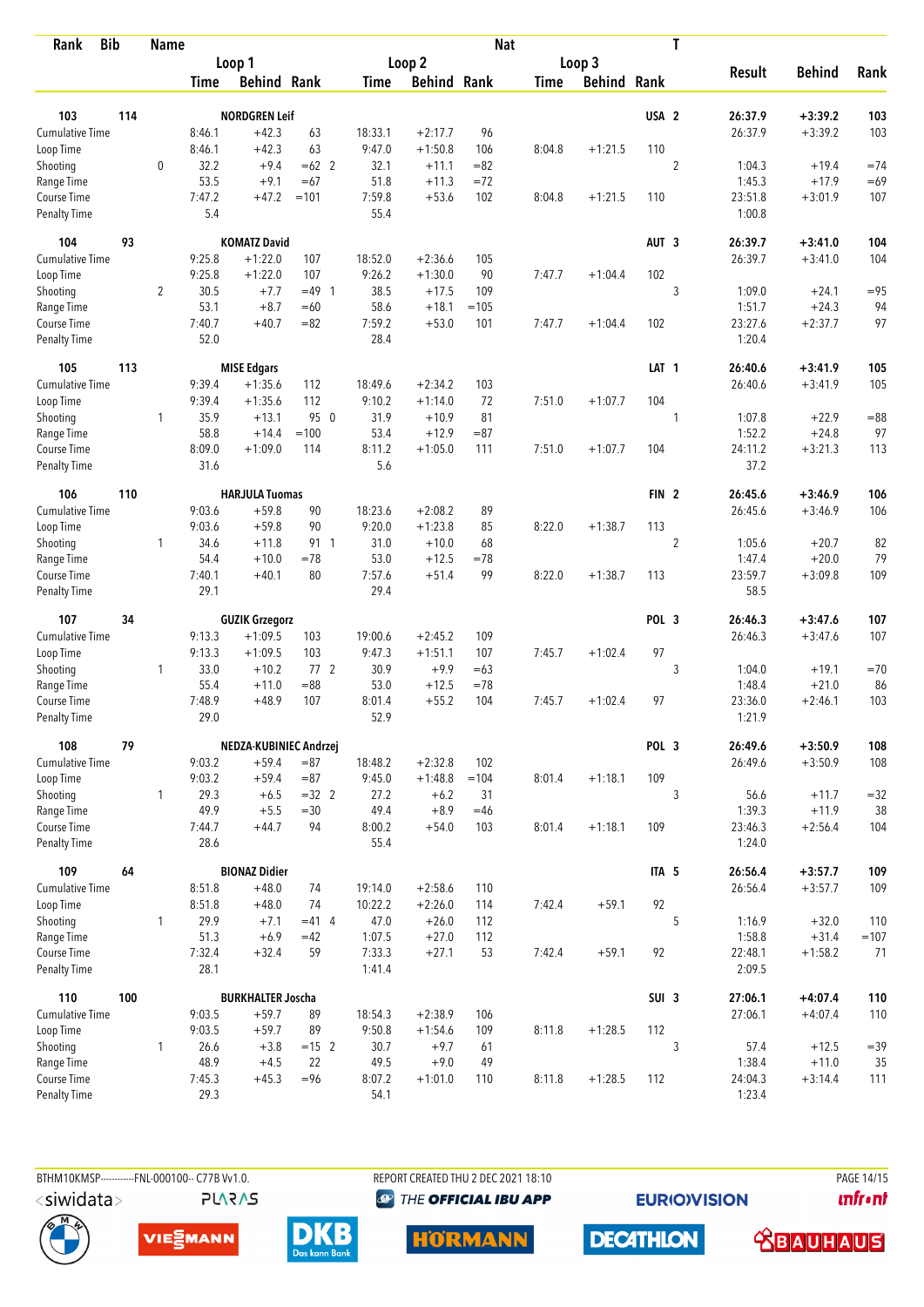| Rank | Bib | Name | | Loop 1 Time | Loop 1 Behind | Loop 1 Rank | Loop 2 Time | Loop 2 Behind | Loop 2 Rank | Loop 3 Time | Loop 3 Behind | Loop 3 Rank | Nat | T | Result | Behind | Rank |
|---|---|---|---|---|---|---|---|---|---|---|---|---|---|---|---|---|---|
| 103 | 114 | NORDGREN Leif | | | | | | | | | | | USA | 2 | 26:37.9 | +3:39.2 | 103 |
| | | Cumulative Time | | 8:46.1 | +42.3 | 63 | 18:33.1 | +2:17.7 | 96 | | | | | | 26:37.9 | +3:39.2 | 103 |
| | | Loop Time | | 8:46.1 | +42.3 | 63 | 9:47.0 | +1:50.8 | 106 | 8:04.8 | +1:21.5 | 110 | | | | | |
| | | Shooting | 0 | 32.2 | +9.4 | =62 2 | 32.1 | +11.1 | =82 | | | | | 2 | 1:04.3 | +19.4 | =74 |
| | | Range Time | | 53.5 | +9.1 | =67 | 51.8 | +11.3 | =72 | | | | | | 1:45.3 | +17.9 | =69 |
| | | Course Time | | 7:47.2 | +47.2 | =101 | 7:59.8 | +53.6 | 102 | 8:04.8 | +1:21.5 | 110 | | | 23:51.8 | +3:01.9 | 107 |
| | | Penalty Time | | 5.4 | | | 55.4 | | | | | | | | 1:00.8 | | |
| 104 | 93 | KOMATZ David | | | | | | | | | | | AUT | 3 | 26:39.7 | +3:41.0 | 104 |
| | | Cumulative Time | | 9:25.8 | +1:22.0 | 107 | 18:52.0 | +2:36.6 | 105 | | | | | | 26:39.7 | +3:41.0 | 104 |
| | | Loop Time | | 9:25.8 | +1:22.0 | 107 | 9:26.2 | +1:30.0 | 90 | 7:47.7 | +1:04.4 | 102 | | | | | |
| | | Shooting | 2 | 30.5 | +7.7 | =49 1 | 38.5 | +17.5 | 109 | | | | | 3 | 1:09.0 | +24.1 | =95 |
| | | Range Time | | 53.1 | +8.7 | =60 | 58.6 | +18.1 | =105 | | | | | | 1:51.7 | +24.3 | 94 |
| | | Course Time | | 7:40.7 | +40.7 | =82 | 7:59.2 | +53.0 | 101 | 7:47.7 | +1:04.4 | 102 | | | 23:27.6 | +2:37.7 | 97 |
| | | Penalty Time | | 52.0 | | | 28.4 | | | | | | | | 1:20.4 | | |
| 105 | 113 | MISE Edgars | | | | | | | | | | | LAT | 1 | 26:40.6 | +3:41.9 | 105 |
| | | Cumulative Time | | 9:39.4 | +1:35.6 | 112 | 18:49.6 | +2:34.2 | 103 | | | | | | 26:40.6 | +3:41.9 | 105 |
| | | Loop Time | | 9:39.4 | +1:35.6 | 112 | 9:10.2 | +1:14.0 | 72 | 7:51.0 | +1:07.7 | 104 | | | | | |
| | | Shooting | 1 | 35.9 | +13.1 | 95 0 | 31.9 | +10.9 | 81 | | | | | 1 | 1:07.8 | +22.9 | =88 |
| | | Range Time | | 58.8 | +14.4 | =100 | 53.4 | +12.9 | =87 | | | | | | 1:52.2 | +24.8 | 97 |
| | | Course Time | | 8:09.0 | +1:09.0 | 114 | 8:11.2 | +1:05.0 | 111 | 7:51.0 | +1:07.7 | 104 | | | 24:11.2 | +3:21.3 | 113 |
| | | Penalty Time | | 31.6 | | | 5.6 | | | | | | | | 37.2 | | |
| 106 | 110 | HARJULA Tuomas | | | | | | | | | | | FIN | 2 | 26:45.6 | +3:46.9 | 106 |
| | | Cumulative Time | | 9:03.6 | +59.8 | 90 | 18:23.6 | +2:08.2 | 89 | | | | | | 26:45.6 | +3:46.9 | 106 |
| | | Loop Time | | 9:03.6 | +59.8 | 90 | 9:20.0 | +1:23.8 | 85 | 8:22.0 | +1:38.7 | 113 | | | | | |
| | | Shooting | 1 | 34.6 | +11.8 | 91 1 | 31.0 | +10.0 | 68 | | | | | 2 | 1:05.6 | +20.7 | 82 |
| | | Range Time | | 54.4 | +10.0 | =78 | 53.0 | +12.5 | =78 | | | | | | 1:47.4 | +20.0 | 79 |
| | | Course Time | | 7:40.1 | +40.1 | 80 | 7:57.6 | +51.4 | 99 | 8:22.0 | +1:38.7 | 113 | | | 23:59.7 | +3:09.8 | 109 |
| | | Penalty Time | | 29.1 | | | 29.4 | | | | | | | | 58.5 | | |
| 107 | 34 | GUZIK Grzegorz | | | | | | | | | | | POL | 3 | 26:46.3 | +3:47.6 | 107 |
| | | Cumulative Time | | 9:13.3 | +1:09.5 | 103 | 19:00.6 | +2:45.2 | 109 | | | | | | 26:46.3 | +3:47.6 | 107 |
| | | Loop Time | | 9:13.3 | +1:09.5 | 103 | 9:47.3 | +1:51.1 | 107 | 7:45.7 | +1:02.4 | 97 | | | | | |
| | | Shooting | 1 | 33.0 | +10.2 | 77 2 | 30.9 | +9.9 | =63 | | | | | 3 | 1:04.0 | +19.1 | =70 |
| | | Range Time | | 55.4 | +11.0 | =88 | 53.0 | +12.5 | =78 | | | | | | 1:48.4 | +21.0 | 86 |
| | | Course Time | | 7:48.9 | +48.9 | 107 | 8:01.4 | +55.2 | 104 | 7:45.7 | +1:02.4 | 97 | | | 23:36.0 | +2:46.1 | 103 |
| | | Penalty Time | | 29.0 | | | 52.9 | | | | | | | | 1:21.9 | | |
| 108 | 79 | NEDZA-KUBINIEC Andrzej | | | | | | | | | | | POL | 3 | 26:49.6 | +3:50.9 | 108 |
| | | Cumulative Time | | 9:03.2 | +59.4 | =87 | 18:48.2 | +2:32.8 | 102 | | | | | | 26:49.6 | +3:50.9 | 108 |
| | | Loop Time | | 9:03.2 | +59.4 | =87 | 9:45.0 | +1:48.8 | =104 | 8:01.4 | +1:18.1 | 109 | | | | | |
| | | Shooting | 1 | 29.3 | +6.5 | =32 2 | 27.2 | +6.2 | 31 | | | | | 3 | 56.6 | +11.7 | =32 |
| | | Range Time | | 49.9 | +5.5 | =30 | 49.4 | +8.9 | =46 | | | | | | 1:39.3 | +11.9 | 38 |
| | | Course Time | | 7:44.7 | +44.7 | 94 | 8:00.2 | +54.0 | 103 | 8:01.4 | +1:18.1 | 109 | | | 23:46.3 | +2:56.4 | 104 |
| | | Penalty Time | | 28.6 | | | 55.4 | | | | | | | | 1:24.0 | | |
| 109 | 64 | BIONAZ Didier | | | | | | | | | | | ITA | 5 | 26:56.4 | +3:57.7 | 109 |
| | | Cumulative Time | | 8:51.8 | +48.0 | 74 | 19:14.0 | +2:58.6 | 110 | | | | | | 26:56.4 | +3:57.7 | 109 |
| | | Loop Time | | 8:51.8 | +48.0 | 74 | 10:22.2 | +2:26.0 | 114 | 7:42.4 | +59.1 | 92 | | | | | |
| | | Shooting | 1 | 29.9 | +7.1 | =41 4 | 47.0 | +26.0 | 112 | | | | | 5 | 1:16.9 | +32.0 | 110 |
| | | Range Time | | 51.3 | +6.9 | =42 | 1:07.5 | +27.0 | 112 | | | | | | 1:58.8 | +31.4 | =107 |
| | | Course Time | | 7:32.4 | +32.4 | 59 | 7:33.3 | +27.1 | 53 | 7:42.4 | +59.1 | 92 | | | 22:48.1 | +1:58.2 | 71 |
| | | Penalty Time | | 28.1 | | | 1:41.4 | | | | | | | | 2:09.5 | | |
| 110 | 100 | BURKHALTER Joscha | | | | | | | | | | | SUI | 3 | 27:06.1 | +4:07.4 | 110 |
| | | Cumulative Time | | 9:03.5 | +59.7 | 89 | 18:54.3 | +2:38.9 | 106 | | | | | | 27:06.1 | +4:07.4 | 110 |
| | | Loop Time | | 9:03.5 | +59.7 | 89 | 9:50.8 | +1:54.6 | 109 | 8:11.8 | +1:28.5 | 112 | | | | | |
| | | Shooting | 1 | 26.6 | +3.8 | =15 2 | 30.7 | +9.7 | 61 | | | | | 3 | 57.4 | +12.5 | =39 |
| | | Range Time | | 48.9 | +4.5 | 22 | 49.5 | +9.0 | 49 | | | | | | 1:38.4 | +11.0 | 35 |
| | | Course Time | | 7:45.3 | +45.3 | =96 | 8:07.2 | +1:01.0 | 110 | 8:11.8 | +1:28.5 | 112 | | | 24:04.3 | +3:14.4 | 111 |
| | | Penalty Time | | 29.3 | | | 54.1 | | | | | | | | 1:23.4 | | |

BTHM10KMSP-----------FNL-000100-- C77B Vv1.0. REPORT CREATED THU 2 DEC 2021 18:10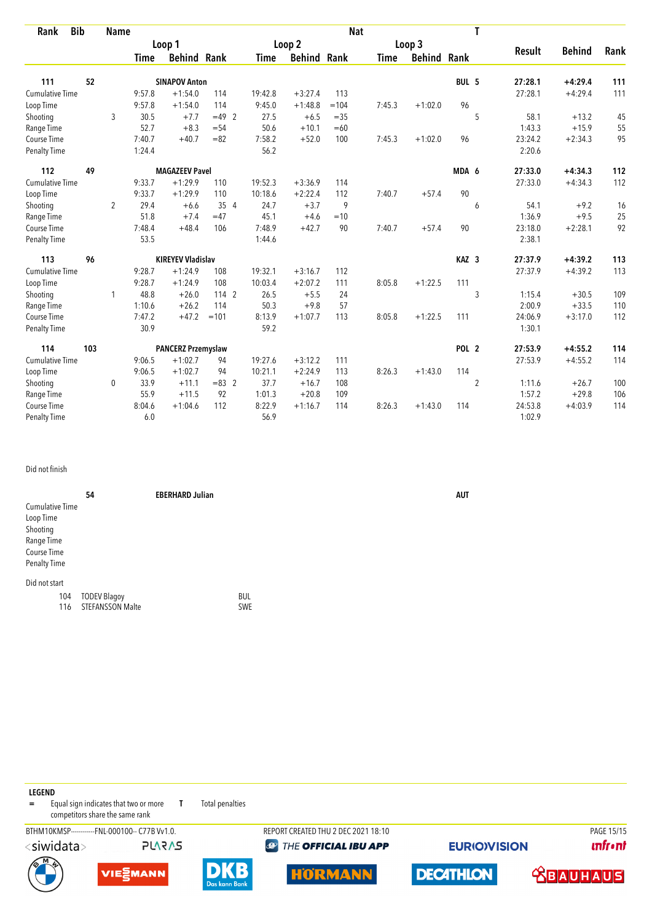| Rank | Bib | Name | Loop 1 Time | Loop 1 Behind | Loop 1 Rank | | Loop 2 Time | Loop 2 Behind | Loop 2 Rank | Loop 3 Time | Loop 3 Behind | Loop 3 Rank | Nat | T | Result | Behind | Rank |
|---|---|---|---|---|---|---|---|---|---|---|---|---|---|---|---|---|---|
| **111** | **52** | **SINAPOV Anton** | | | | | | | | | | | **BUL** | **5** | **27:28.1** | **+4:29.4** | **111** |
| Cumulative Time | | | 9:57.8 | +1:54.0 | 114 | | 19:42.8 | +3:27.4 | 113 | | | | | | 27:28.1 | +4:29.4 | 111 |
| Loop Time | | | 9:57.8 | +1:54.0 | 114 | | 9:45.0 | +1:48.8 | =104 | 7:45.3 | +1:02.0 | 96 | | | | | |
| Shooting | | 3 | 30.5 | +7.7 | =49 | 2 | 27.5 | +6.5 | =35 | | | | | 5 | 58.1 | +13.2 | 45 |
| Range Time | | | 52.7 | +8.3 | =54 | | 50.6 | +10.1 | =60 | | | | | | 1:43.3 | +15.9 | 55 |
| Course Time | | | 7:40.7 | +40.7 | =82 | | 7:58.2 | +52.0 | 100 | 7:45.3 | +1:02.0 | 96 | | | 23:24.2 | +2:34.3 | 95 |
| Penalty Time | | | 1:24.4 | | | | 56.2 | | | | | | | | 2:20.6 | | |
| **112** | **49** | **MAGAZEEV Pavel** | | | | | | | | | | | **MDA** | **6** | **27:33.0** | **+4:34.3** | **112** |
| Cumulative Time | | | 9:33.7 | +1:29.9 | 110 | | 19:52.3 | +3:36.9 | 114 | | | | | | 27:33.0 | +4:34.3 | 112 |
| Loop Time | | | 9:33.7 | +1:29.9 | 110 | | 10:18.6 | +2:22.4 | 112 | 7:40.7 | +57.4 | 90 | | | | | |
| Shooting | | 2 | 29.4 | +6.6 | 35 | 4 | 24.7 | +3.7 | 9 | | | | | 6 | 54.1 | +9.2 | 16 |
| Range Time | | | 51.8 | +7.4 | =47 | | 45.1 | +4.6 | =10 | | | | | | 1:36.9 | +9.5 | 25 |
| Course Time | | | 7:48.4 | +48.4 | 106 | | 7:48.9 | +42.7 | 90 | 7:40.7 | +57.4 | 90 | | | 23:18.0 | +2:28.1 | 92 |
| Penalty Time | | | 53.5 | | | | 1:44.6 | | | | | | | | 2:38.1 | | |
| **113** | **96** | **KIREYEV Vladislav** | | | | | | | | | | | **KAZ** | **3** | **27:37.9** | **+4:39.2** | **113** |
| Cumulative Time | | | 9:28.7 | +1:24.9 | 108 | | 19:32.1 | +3:16.7 | 112 | | | | | | 27:37.9 | +4:39.2 | 113 |
| Loop Time | | | 9:28.7 | +1:24.9 | 108 | | 10:03.4 | +2:07.2 | 111 | 8:05.8 | +1:22.5 | 111 | | | | | |
| Shooting | | 1 | 48.8 | +26.0 | 114 | 2 | 26.5 | +5.5 | 24 | | | | | 3 | 1:15.4 | +30.5 | 109 |
| Range Time | | | 1:10.6 | +26.2 | 114 | | 50.3 | +9.8 | 57 | | | | | | 2:00.9 | +33.5 | 110 |
| Course Time | | | 7:47.2 | +47.2 | =101 | | 8:13.9 | +1:07.7 | 113 | 8:05.8 | +1:22.5 | 111 | | | 24:06.9 | +3:17.0 | 112 |
| Penalty Time | | | 30.9 | | | | 59.2 | | | | | | | | 1:30.1 | | |
| **114** | **103** | **PANCERZ Przemyslaw** | | | | | | | | | | | **POL** | **2** | **27:53.9** | **+4:55.2** | **114** |
| Cumulative Time | | | 9:06.5 | +1:02.7 | 94 | | 19:27.6 | +3:12.2 | 111 | | | | | | 27:53.9 | +4:55.2 | 114 |
| Loop Time | | | 9:06.5 | +1:02.7 | 94 | | 10:21.1 | +2:24.9 | 113 | 8:26.3 | +1:43.0 | 114 | | | | | |
| Shooting | | 0 | 33.9 | +11.1 | =83 | 2 | 37.7 | +16.7 | 108 | | | | | 2 | 1:11.6 | +26.7 | 100 |
| Range Time | | | 55.9 | +11.5 | 92 | | 1:01.3 | +20.8 | 109 | | | | | | 1:57.2 | +29.8 | 106 |
| Course Time | | | 8:04.6 | +1:04.6 | 112 | | 8:22.9 | +1:16.7 | 114 | 8:26.3 | +1:43.0 | 114 | | | 24:53.8 | +4:03.9 | 114 |
| Penalty Time | | | 6.0 | | | | 56.9 | | | | | | | | 1:02.9 | | |

Did not finish

| | Bib | Name | Nat |
|---|---|---|---|
| | **54** | **EBERHARD Julian** | **AUT** |
| Cumulative Time | | | |
| Loop Time | | | |
| Shooting | | | |
| Range Time | | | |
| Course Time | | | |
| Penalty Time | | | |

Did not start

| | | |
|---|---|---|
| 104 | TODEV Blagoy | BUL |
| 116 | STEFANSSON Malte | SWE |

**LEGEND**

= Equal sign indicates that two or more competitors share the same rank

T Total penalties

BTHM10KMSP-----------FNL-000100-- C77B Vv1.0. REPORT CREATED THU 2 DEC 2021 18:10